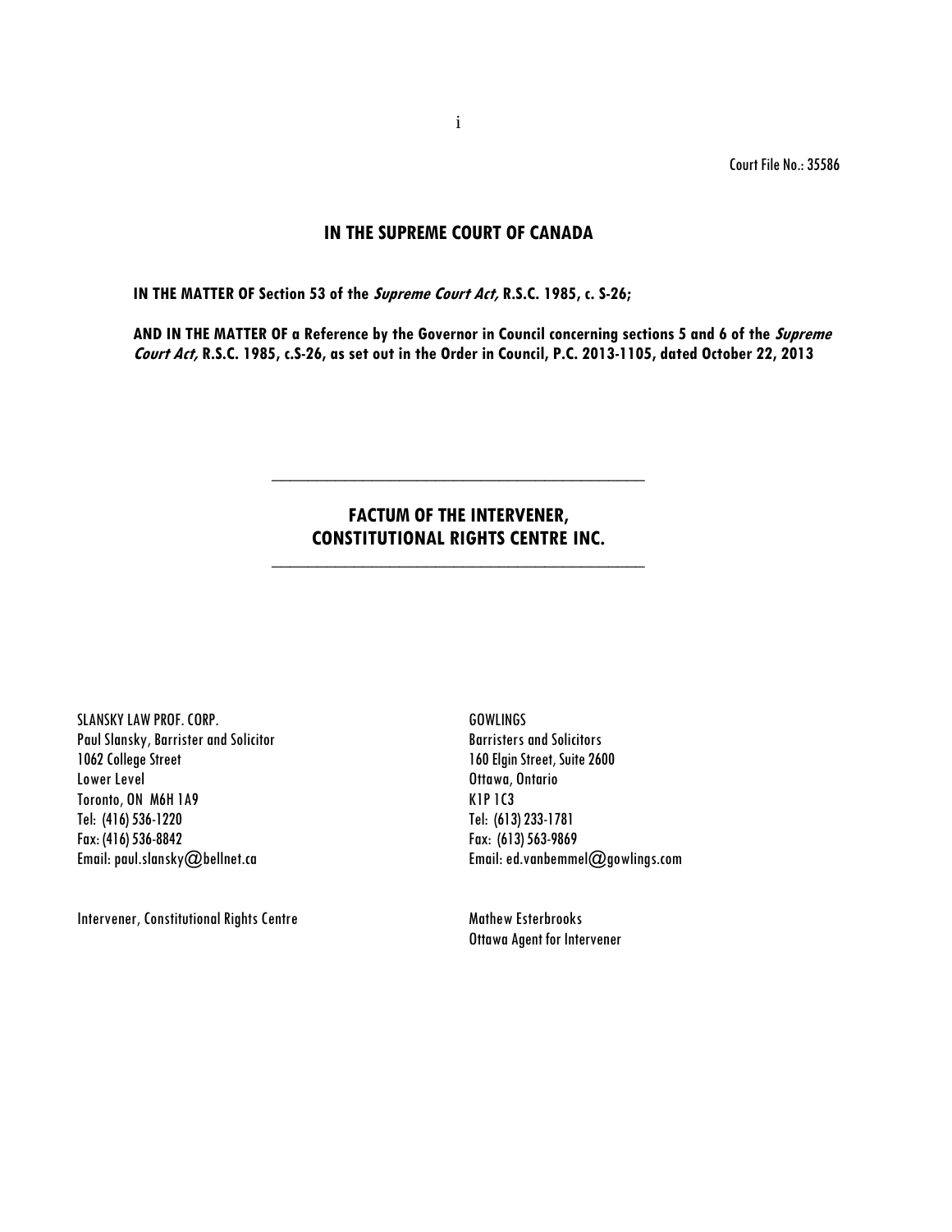Court File No.: 35586

## IN THE SUPREME COURT OF CANADA

**IN THE MATTER OF Section 53 of the *Supreme Court Act,* R.S.C. 1985, c. S-26;**

**AND IN THE MATTER OF a Reference by the Governor in Council concerning sections 5 and 6 of the *Supreme Court Act,* R.S.C. 1985, c.S-26, as set out in the Order in Council, P.C. 2013-1105, dated October 22, 2013**

---

## FACTUM OF THE INTERVENER, CONSTITUTIONAL RIGHTS CENTRE INC.

---

SLANSKY LAW PROF. CORP.
Paul Slansky, Barrister and Solicitor
1062 College Street
Lower Level
Toronto, ON M6H 1A9
Tel: (416) 536-1220
Fax: (416) 536-8842
Email: paul.slansky@bellnet.ca

Intervener, Constitutional Rights Centre

GOWLINGS
Barristers and Solicitors
160 Elgin Street, Suite 2600
Ottawa, Ontario
K1P 1C3
Tel: (613) 233-1781
Fax: (613) 563-9869
Email: ed.vanbemmel@gowlings.com

Mathew Esterbrooks
Ottawa Agent for Intervener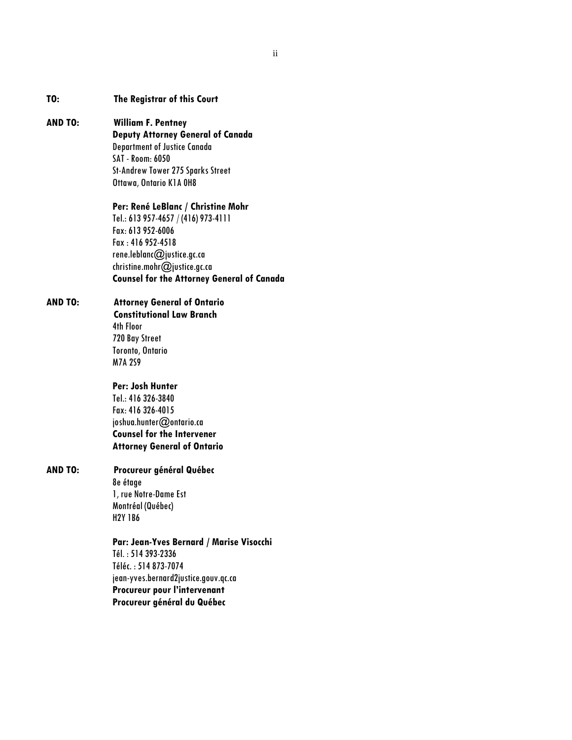**TO:** **The Registrar of this Court**

**AND TO:** **William F. Pentney**
**Deputy Attorney General of Canada**
Department of Justice Canada
SAT - Room: 6050
St-Andrew Tower 275 Sparks Street
Ottawa, Ontario K1A 0H8

**Per: René LeBlanc / Christine Mohr**
Tel.: 613 957-4657 / (416) 973-4111
Fax: 613 952-6006
Fax : 416 952-4518
rene.leblanc@justice.gc.ca
christine.mohr@justice.gc.ca
**Counsel for the Attorney General of Canada**

**AND TO:** **Attorney General of Ontario**
**Constitutional Law Branch**
4th Floor
720 Bay Street
Toronto, Ontario
M7A 2S9

**Per: Josh Hunter**
Tel.: 416 326-3840
Fax: 416 326-4015
joshua.hunter@ontario.ca
**Counsel for the Intervener**
**Attorney General of Ontario**

**AND TO:** **Procureur général Québec**
8e étage
1, rue Notre-Dame Est
Montréal (Québec)
H2Y 1B6

**Par: Jean-Yves Bernard / Marise Visocchi**
Tél. : 514 393-2336
Téléc. : 514 873-7074
jean-yves.bernard2justice.gouv.qc.ca
**Procureur pour l'intervenant**
**Procureur général du Québec**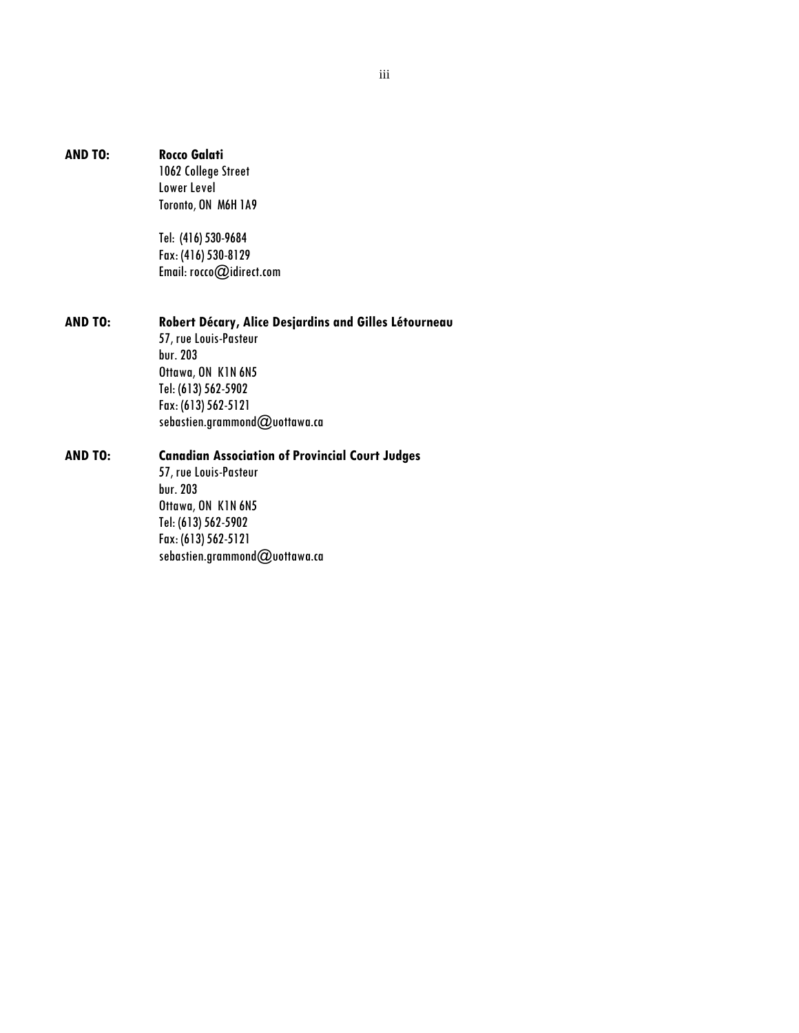**AND TO:** **Rocco Galati**
1062 College Street
Lower Level
Toronto, ON M6H 1A9

Tel: (416) 530-9684
Fax: (416) 530-8129
Email: rocco@idirect.com

**AND TO:** **Robert Décary, Alice Desjardins and Gilles Létourneau**
57, rue Louis-Pasteur
bur. 203
Ottawa, ON K1N 6N5
Tel: (613) 562-5902
Fax: (613) 562-5121
sebastien.grammond@uottawa.ca

**AND TO:** **Canadian Association of Provincial Court Judges**
57, rue Louis-Pasteur
bur. 203
Ottawa, ON K1N 6N5
Tel: (613) 562-5902
Fax: (613) 562-5121
sebastien.grammond@uottawa.ca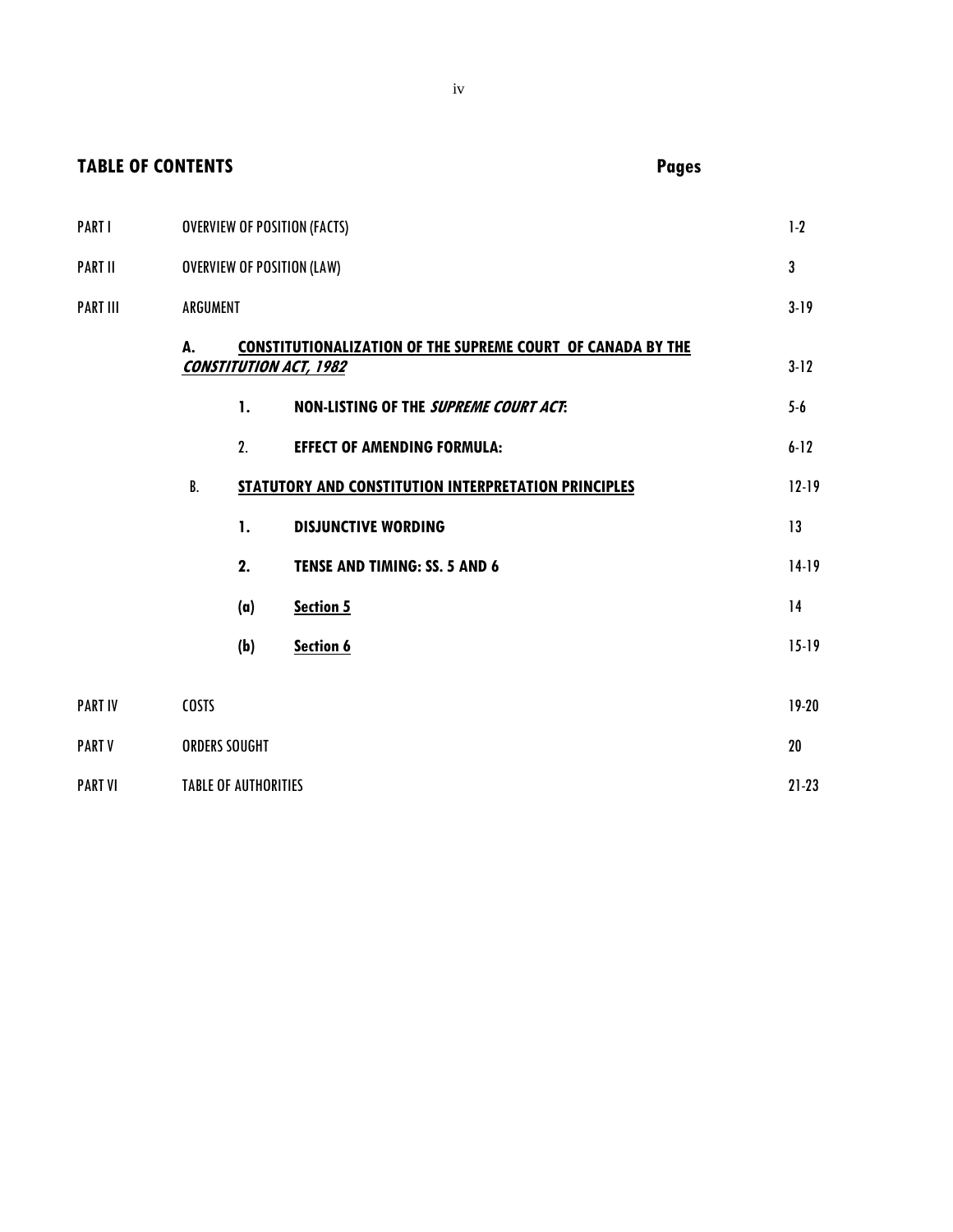## TABLE OF CONTENTS

| | | | | Pages |
|---|---|---|---|---|
| PART I | OVERVIEW OF POSITION (FACTS) | | | 1-2 |
| PART II | OVERVIEW OF POSITION (LAW) | | | 3 |
| PART III | ARGUMENT | | | 3-19 |
| | **A.** | **CONSTITUTIONALIZATION OF THE SUPREME COURT OF CANADA BY THE *CONSTITUTION ACT, 1982*** | | 3-12 |
| | | **1.** | **NON-LISTING OF THE *SUPREME COURT ACT*:** | 5-6 |
| | | **2.** | **EFFECT OF AMENDING FORMULA:** | 6-12 |
| | **B.** | **STATUTORY AND CONSTITUTION INTERPRETATION PRINCIPLES** | | 12-19 |
| | | **1.** | **DISJUNCTIVE WORDING** | 13 |
| | | **2.** | **TENSE AND TIMING: SS. 5 AND 6** | 14-19 |
| | | **(a)** | **Section 5** | 14 |
| | | **(b)** | **Section 6** | 15-19 |
| PART IV | COSTS | | | 19-20 |
| PART V | ORDERS SOUGHT | | | 20 |
| PART VI | TABLE OF AUTHORITIES | | | 21-23 |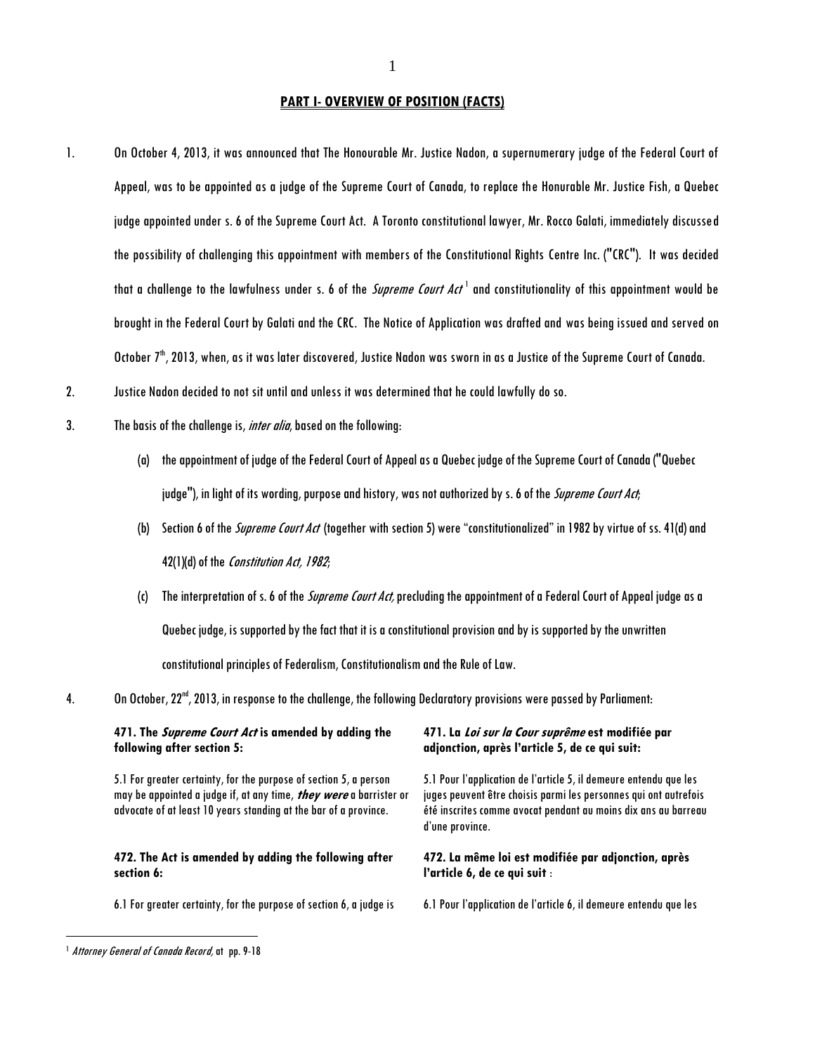## PART I- OVERVIEW OF POSITION (FACTS)

1. On October 4, 2013, it was announced that The Honourable Mr. Justice Nadon, a supernumerary judge of the Federal Court of Appeal, was to be appointed as a judge of the Supreme Court of Canada, to replace the Honurable Mr. Justice Fish, a Quebec judge appointed under s. 6 of the Supreme Court Act. A Toronto constitutional lawyer, Mr. Rocco Galati, immediately discussed the possibility of challenging this appointment with members of the Constitutional Rights Centre Inc. ("CRC"). It was decided that a challenge to the lawfulness under s. 6 of the *Supreme Court Act*[1] and constitutionality of this appointment would be brought in the Federal Court by Galati and the CRC. The Notice of Application was drafted and was being issued and served on October 7th, 2013, when, as it was later discovered, Justice Nadon was sworn in as a Justice of the Supreme Court of Canada.

2. Justice Nadon decided to not sit until and unless it was determined that he could lawfully do so.

3. The basis of the challenge is, *inter alia*, based on the following:

   (a) the appointment of judge of the Federal Court of Appeal as a Quebec judge of the Supreme Court of Canada ("Quebec judge"), in light of its wording, purpose and history, was not authorized by s. 6 of the *Supreme Court Act*;

   (b) Section 6 of the *Supreme Court Act* (together with section 5) were "constitutionalized" in 1982 by virtue of ss. 41(d) and 42(1)(d) of the *Constitution Act, 1982*;

   (c) The interpretation of s. 6 of the *Supreme Court Act*, precluding the appointment of a Federal Court of Appeal judge as a Quebec judge, is supported by the fact that it is a constitutional provision and by is supported by the unwritten constitutional principles of Federalism, Constitutionalism and the Rule of Law.

4. On October, 22nd, 2013, in response to the challenge, the following Declaratory provisions were passed by Parliament:

| | |
|---|---|
| **471. The *Supreme Court Act* is amended by adding the following after section 5:** | **471. La *Loi sur la Cour suprême* est modifiée par adjonction, après l'article 5, de ce qui suit:** |
| 5.1 For greater certainty, for the purpose of section 5, a person may be appointed a judge if, at any time, ***they were*** a barrister or advocate of at least 10 years standing at the bar of a province. | 5.1 Pour l'application de l'article 5, il demeure entendu que les juges peuvent être choisis parmi les personnes qui ont autrefois été inscrites comme avocat pendant au moins dix ans au barreau d'une province. |
| **472. The Act is amended by adding the following after section 6:** | **472. La même loi est modifiée par adjonction, après l'article 6, de ce qui suit** : |
| 6.1 For greater certainty, for the purpose of section 6, a judge is | 6.1 Pour l'application de l'article 6, il demeure entendu que les |

[1] *Attorney General of Canada Record*, at pp. 9-18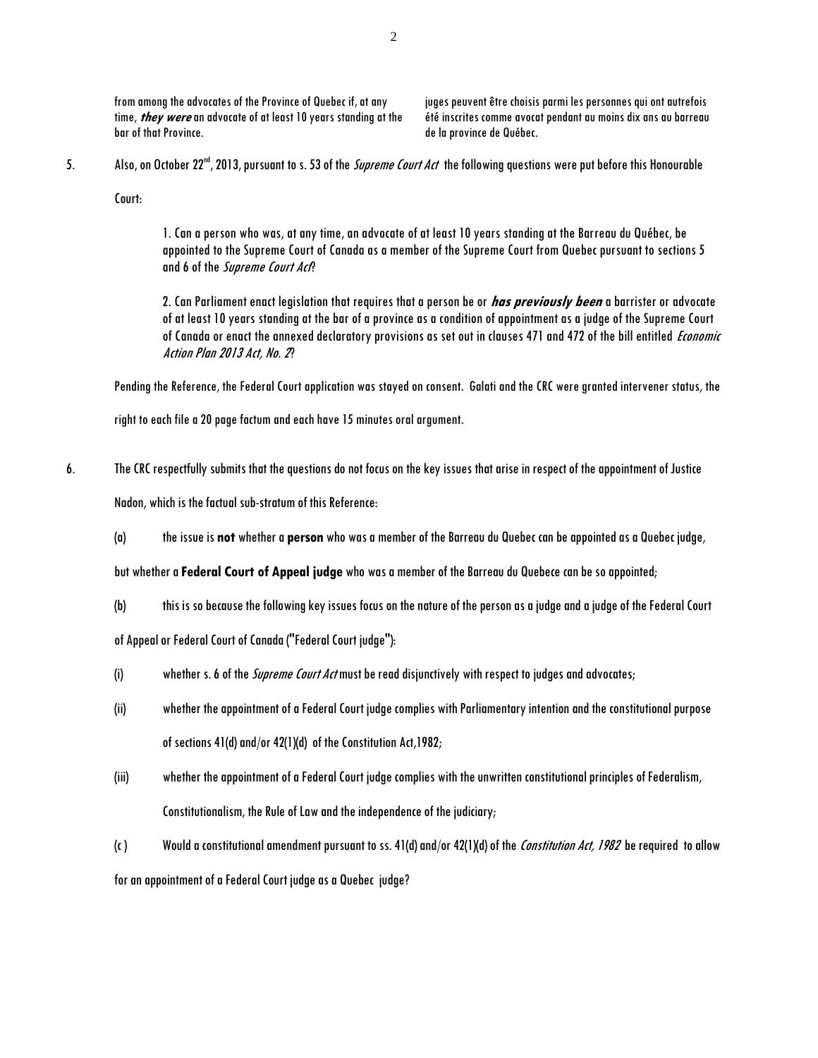| | |
|---|---|
| from among the advocates of the Province of Quebec if, at any time, ***they were*** an advocate of at least 10 years standing at the bar of that Province. | juges peuvent être choisis parmi les personnes qui ont autrefois été inscrites comme avocat pendant au moins dix ans au barreau de la province de Québec. |

5. Also, on October 22[nd], 2013, pursuant to s. 53 of the *Supreme Court Act* the following questions were put before this Honourable Court:

> 1. Can a person who was, at any time, an advocate of at least 10 years standing at the Barreau du Québec, be appointed to the Supreme Court of Canada as a member of the Supreme Court from Quebec pursuant to sections 5 and 6 of the *Supreme Court Act*?
>
> 2. Can Parliament enact legislation that requires that a person be or ***has previously been*** a barrister or advocate of at least 10 years standing at the bar of a province as a condition of appointment as a judge of the Supreme Court of Canada or enact the annexed declaratory provisions as set out in clauses 471 and 472 of the bill entitled *Economic Action Plan 2013 Act, No. 2*?

Pending the Reference, the Federal Court application was stayed on consent. Galati and the CRC were granted intervener status, the right to each file a 20 page factum and each have 15 minutes oral argument.

6. The CRC respectfully submits that the questions do not focus on the key issues that arise in respect of the appointment of Justice Nadon, which is the factual sub-stratum of this Reference:

(a) the issue is **not** whether a **person** who was a member of the Barreau du Quebec can be appointed as a Quebec judge, but whether a **Federal Court of Appeal judge** who was a member of the Barreau du Quebece can be so appointed;

(b) this is so because the following key issues focus on the nature of the person as a judge and a judge of the Federal Court of Appeal or Federal Court of Canada ("Federal Court judge"):

(i) whether s. 6 of the *Supreme Court Act* must be read disjunctively with respect to judges and advocates;

(ii) whether the appointment of a Federal Court judge complies with Parliamentary intention and the constitutional purpose of sections 41(d) and/or 42(1)(d) of the Constitution Act,1982;

(iii) whether the appointment of a Federal Court judge complies with the unwritten constitutional principles of Federalism, Constitutionalism, the Rule of Law and the independence of the judiciary;

(c) Would a constitutional amendment pursuant to ss. 41(d) and/or 42(1)(d) of the *Constitution Act, 1982* be required to allow for an appointment of a Federal Court judge as a Quebec judge?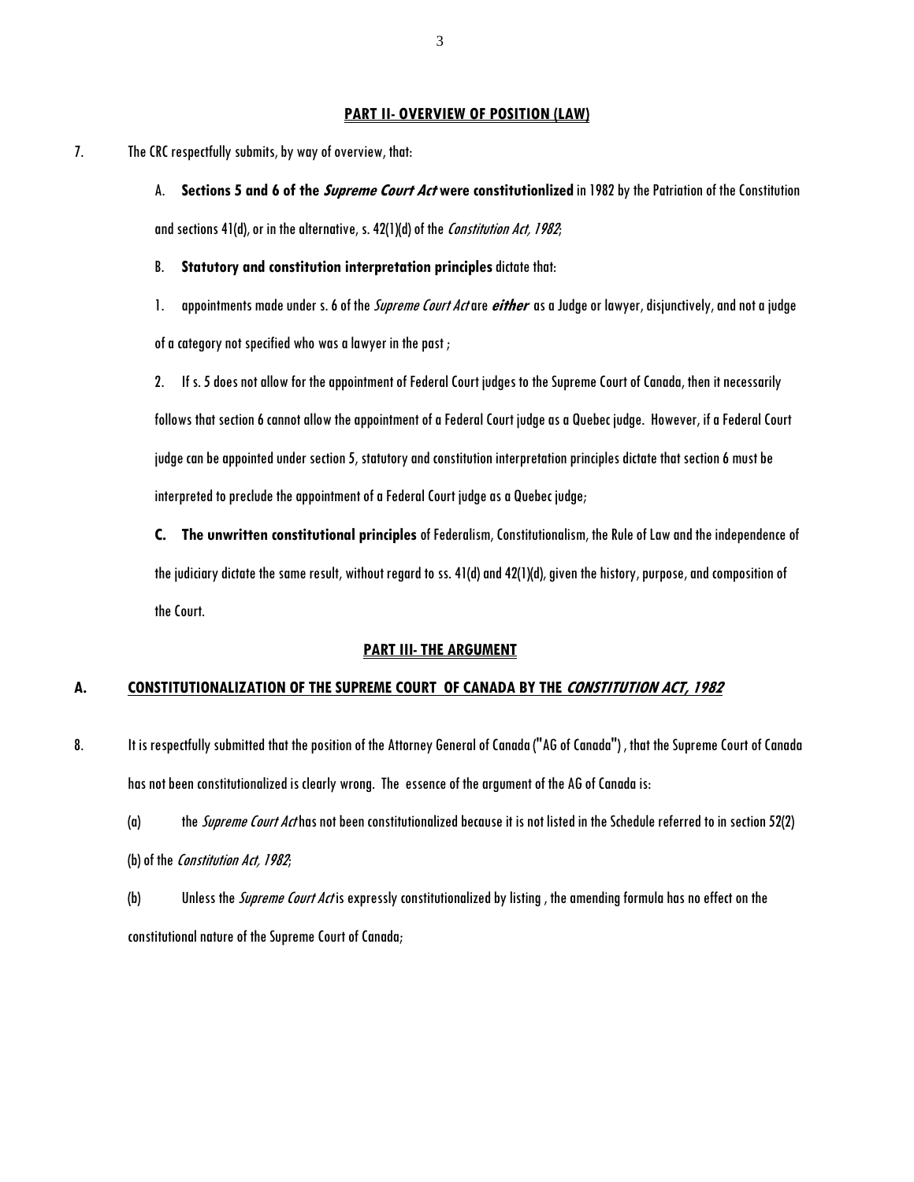## PART II- OVERVIEW OF POSITION (LAW)

7. The CRC respectfully submits, by way of overview, that:

   A. **Sections 5 and 6 of the *Supreme Court Act* were constitutionlized** in 1982 by the Patriation of the Constitution and sections 41(d), or in the alternative, s. 42(1)(d) of the *Constitution Act, 1982*;

   B. **Statutory and constitution interpretation principles** dictate that:

   1. appointments made under s. 6 of the *Supreme Court Act* are ***either*** as a Judge or lawyer, disjunctively, and not a judge of a category not specified who was a lawyer in the past ;

   2. If s. 5 does not allow for the appointment of Federal Court judges to the Supreme Court of Canada, then it necessarily follows that section 6 cannot allow the appointment of a Federal Court judge as a Quebec judge. However, if a Federal Court judge can be appointed under section 5, statutory and constitution interpretation principles dictate that section 6 must be interpreted to preclude the appointment of a Federal Court judge as a Quebec judge;

   **C. The unwritten constitutional principles** of Federalism, Constitutionalism, the Rule of Law and the independence of the judiciary dictate the same result, without regard to ss. 41(d) and 42(1)(d), given the history, purpose, and composition of the Court.

## PART III- THE ARGUMENT

### A. CONSTITUTIONALIZATION OF THE SUPREME COURT OF CANADA BY THE *CONSTITUTION ACT, 1982*

8. It is respectfully submitted that the position of the Attorney General of Canada ("AG of Canada") , that the Supreme Court of Canada has not been constitutionalized is clearly wrong. The essence of the argument of the AG of Canada is:

   (a) the *Supreme Court Act* has not been constitutionalized because it is not listed in the Schedule referred to in section 52(2)(b) of the *Constitution Act, 1982*;

   (b) Unless the *Supreme Court Act* is expressly constitutionalized by listing , the amending formula has no effect on the constitutional nature of the Supreme Court of Canada;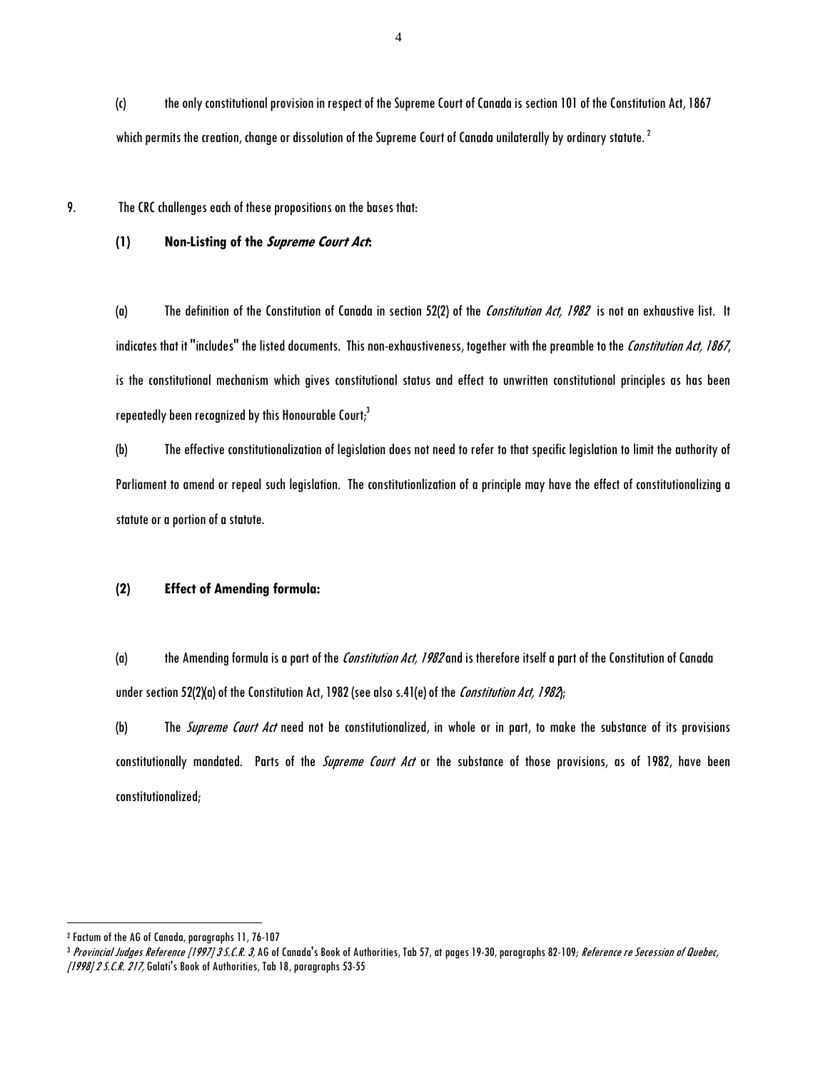(c) the only constitutional provision in respect of the Supreme Court of Canada is section 101 of the Constitution Act, 1867 which permits the creation, change or dissolution of the Supreme Court of Canada unilaterally by ordinary statute. [2]

9. The CRC challenges each of these propositions on the bases that:

**(1) Non-Listing of the *Supreme Court Act*:**

(a) The definition of the Constitution of Canada in section 52(2) of the *Constitution Act, 1982* is not an exhaustive list. It indicates that it "includes" the listed documents. This non-exhaustiveness, together with the preamble to the *Constitution Act, 1867*, is the constitutional mechanism which gives constitutional status and effect to unwritten constitutional principles as has been repeatedly been recognized by this Honourable Court;[3]

(b) The effective constitutionalization of legislation does not need to refer to that specific legislation to limit the authority of Parliament to amend or repeal such legislation. The constitutionlization of a principle may have the effect of constitutionalizing a statute or a portion of a statute.

**(2) Effect of Amending formula:**

(a) the Amending formula is a part of the *Constitution Act, 1982* and is therefore itself a part of the Constitution of Canada under section 52(2)(a) of the Constitution Act, 1982 (see also s.41(e) of the *Constitution Act, 1982*);

(b) The *Supreme Court Act* need not be constitutionalized, in whole or in part, to make the substance of its provisions constitutionally mandated. Parts of the *Supreme Court Act* or the substance of those provisions, as of 1982, have been constitutionalized;

---

[2] Factum of the AG of Canada, paragraphs 11, 76-107

[3] *Provincial Judges Reference [1997] 3 S.C.R. 3,* AG of Canada's Book of Authorities, Tab 57, at pages 19-30, paragraphs 82-109; *Reference re Secession of Quebec, [1998] 2 S.C.R. 217,* Galati's Book of Authorities, Tab 18, paragraphs 53-55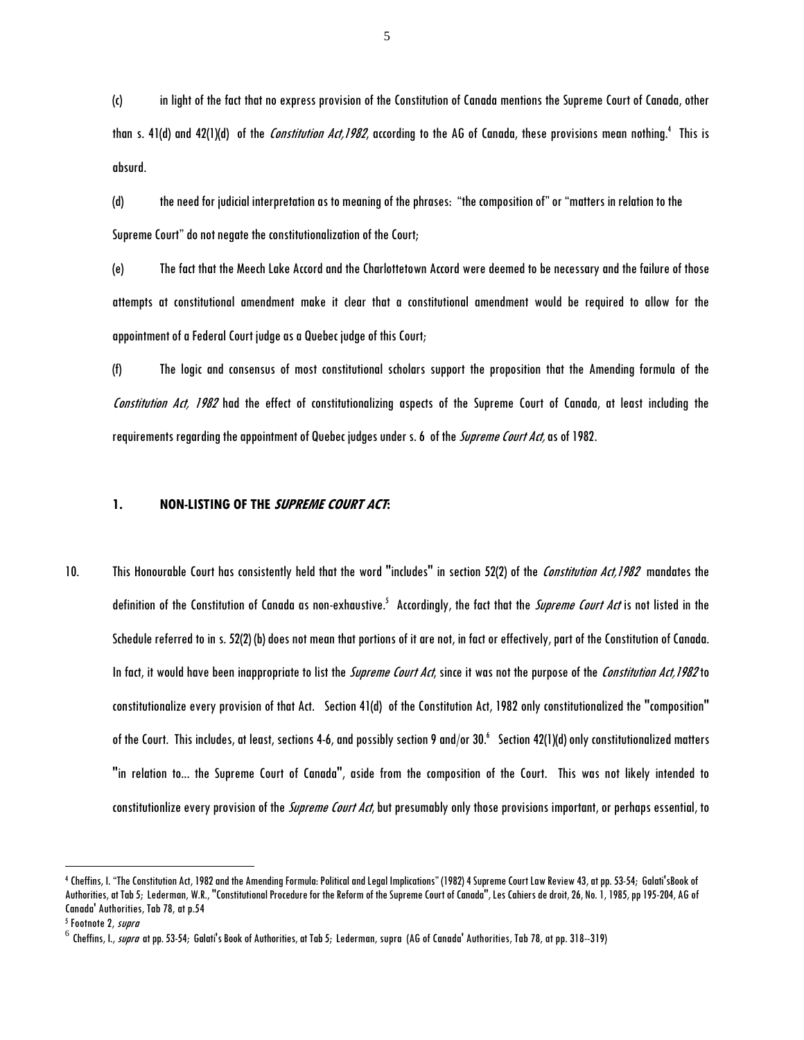(c) in light of the fact that no express provision of the Constitution of Canada mentions the Supreme Court of Canada, other than s. 41(d) and 42(1)(d) of the *Constitution Act,1982*, according to the AG of Canada, these provisions mean nothing.[4] This is absurd.

(d) the need for judicial interpretation as to meaning of the phrases: "the composition of" or "matters in relation to the Supreme Court" do not negate the constitutionalization of the Court;

(e) The fact that the Meech Lake Accord and the Charlottetown Accord were deemed to be necessary and the failure of those attempts at constitutional amendment make it clear that a constitutional amendment would be required to allow for the appointment of a Federal Court judge as a Quebec judge of this Court;

(f) The logic and consensus of most constitutional scholars support the proposition that the Amending formula of the *Constitution Act, 1982* had the effect of constitutionalizing aspects of the Supreme Court of Canada, at least including the requirements regarding the appointment of Quebec judges under s. 6 of the *Supreme Court Act*, as of 1982.

### 1. NON-LISTING OF THE *SUPREME COURT ACT*:

10. This Honourable Court has consistently held that the word "includes" in section 52(2) of the *Constitution Act,1982* mandates the definition of the Constitution of Canada as non-exhaustive.[5] Accordingly, the fact that the *Supreme Court Act* is not listed in the Schedule referred to in s. 52(2) (b) does not mean that portions of it are not, in fact or effectively, part of the Constitution of Canada. In fact, it would have been inappropriate to list the *Supreme Court Act*, since it was not the purpose of the *Constitution Act,1982* to constitutionalize every provision of that Act. Section 41(d) of the Constitution Act, 1982 only constitutionalized the "composition" of the Court. This includes, at least, sections 4-6, and possibly section 9 and/or 30.[6] Section 42(1)(d) only constitutionalized matters "in relation to... the Supreme Court of Canada", aside from the composition of the Court. This was not likely intended to constitutionlize every provision of the *Supreme Court Act*, but presumably only those provisions important, or perhaps essential, to

---

[4] Cheffins, I. "The Constitution Act, 1982 and the Amending Formula: Political and Legal Implications" (1982) 4 Supreme Court Law Review 43, at pp. 53-54; Galati'sBook of Authorities, at Tab 5; Lederman, W.R., "Constitutional Procedure for the Reform of the Supreme Court of Canada", Les Cahiers de droit, 26, No. 1, 1985, pp 195-204, AG of Canada' Authorities, Tab 78, at p.54

[5] Footnote 2, *supra*

[6] Cheffins, I., *supra* at pp. 53-54; Galati's Book of Authorities, at Tab 5; Lederman, supra (AG of Canada' Authorities, Tab 78, at pp. 318--319)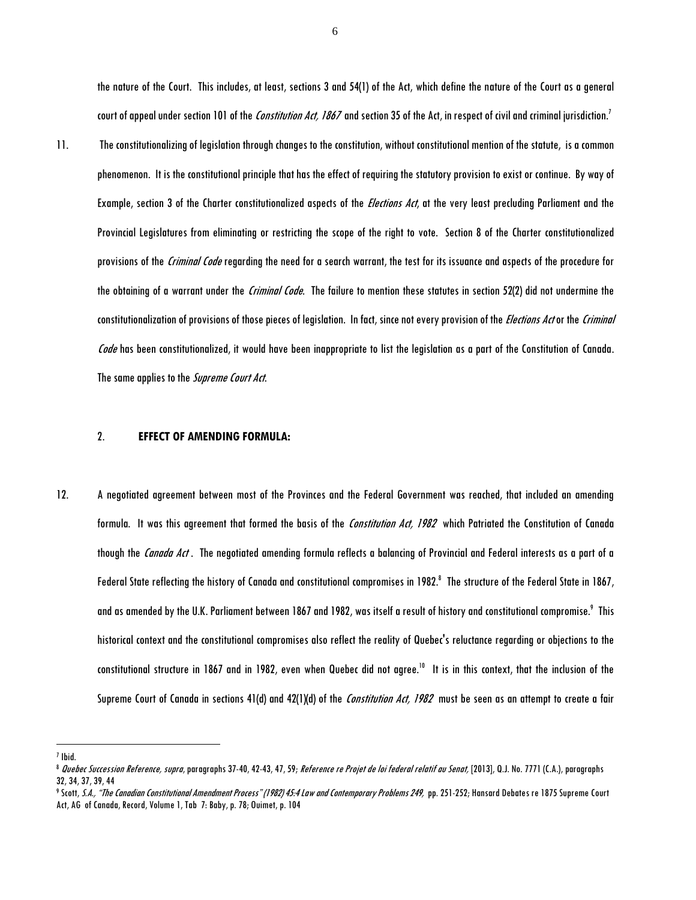the nature of the Court. This includes, at least, sections 3 and 54(1) of the Act, which define the nature of the Court as a general court of appeal under section 101 of the *Constitution Act, 1867* and section 35 of the Act, in respect of civil and criminal jurisdiction.[7]

11. The constitutionalizing of legislation through changes to the constitution, without constitutional mention of the statute, is a common phenomenon. It is the constitutional principle that has the effect of requiring the statutory provision to exist or continue. By way of Example, section 3 of the Charter constitutionalized aspects of the *Elections Act*, at the very least precluding Parliament and the Provincial Legislatures from eliminating or restricting the scope of the right to vote. Section 8 of the Charter constitutionalized provisions of the *Criminal Code* regarding the need for a search warrant, the test for its issuance and aspects of the procedure for the obtaining of a warrant under the *Criminal Code*. The failure to mention these statutes in section 52(2) did not undermine the constitutionalization of provisions of those pieces of legislation. In fact, since not every provision of the *Elections Act* or the *Criminal Code* has been constitutionalized, it would have been inappropriate to list the legislation as a part of the Constitution of Canada. The same applies to the *Supreme Court Act*.

## 2. **EFFECT OF AMENDING FORMULA:**

12. A negotiated agreement between most of the Provinces and the Federal Government was reached, that included an amending formula. It was this agreement that formed the basis of the *Constitution Act, 1982* which Patriated the Constitution of Canada though the *Canada Act* . The negotiated amending formula reflects a balancing of Provincial and Federal interests as a part of a Federal State reflecting the history of Canada and constitutional compromises in 1982.[8] The structure of the Federal State in 1867, and as amended by the U.K. Parliament between 1867 and 1982, was itself a result of history and constitutional compromise.[9] This historical context and the constitutional compromises also reflect the reality of Quebec's reluctance regarding or objections to the constitutional structure in 1867 and in 1982, even when Quebec did not agree.[10] It is in this context, that the inclusion of the Supreme Court of Canada in sections 41(d) and 42(1)(d) of the *Constitution Act, 1982* must be seen as an attempt to create a fair

---

[7] Ibid.

[8] *Quebec Succession Reference, supra*, paragraphs 37-40, 42-43, 47, 59; *Reference re Projet de loi federal relatif au Senat,* [2013], Q.J. No. 7771 (C.A.), paragraphs 32, 34, 37, 39, 44

[9] Scott, *S.A., "The Canadian Constitutional Amendment Process" (1982) 45:4 Law and Contemporary Problems 249,* pp. 251-252; Hansard Debates re 1875 Supreme Court Act, AG of Canada, Record, Volume 1, Tab 7: Baby, p. 78; Ouimet, p. 104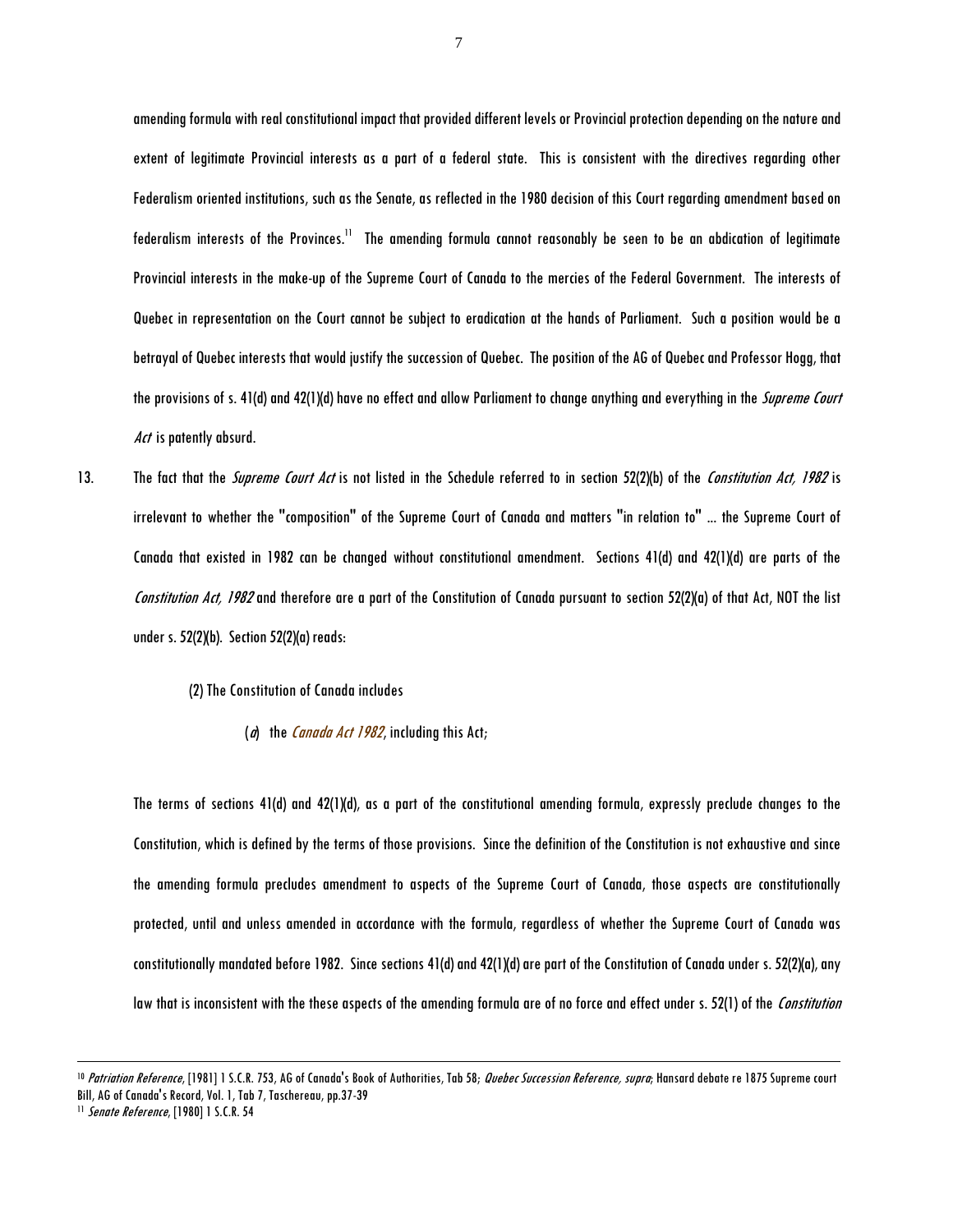amending formula with real constitutional impact that provided different levels or Provincial protection depending on the nature and extent of legitimate Provincial interests as a part of a federal state. This is consistent with the directives regarding other Federalism oriented institutions, such as the Senate, as reflected in the 1980 decision of this Court regarding amendment based on federalism interests of the Provinces.[11] The amending formula cannot reasonably be seen to be an abdication of legitimate Provincial interests in the make-up of the Supreme Court of Canada to the mercies of the Federal Government. The interests of Quebec in representation on the Court cannot be subject to eradication at the hands of Parliament. Such a position would be a betrayal of Quebec interests that would justify the succession of Quebec. The position of the AG of Quebec and Professor Hogg, that the provisions of s. 41(d) and 42(1)(d) have no effect and allow Parliament to change anything and everything in the *Supreme Court Act* is patently absurd.

13. The fact that the *Supreme Court Act* is not listed in the Schedule referred to in section 52(2)(b) of the *Constitution Act, 1982* is irrelevant to whether the "composition" of the Supreme Court of Canada and matters "in relation to" ... the Supreme Court of Canada that existed in 1982 can be changed without constitutional amendment. Sections 41(d) and 42(1)(d) are parts of the *Constitution Act, 1982* and therefore are a part of the Constitution of Canada pursuant to section 52(2)(a) of that Act, NOT the list under s. 52(2)(b). Section 52(2)(a) reads:

> (2) The Constitution of Canada includes
>
> > (*a*) the *Canada Act 1982*, including this Act;

The terms of sections 41(d) and 42(1)(d), as a part of the constitutional amending formula, expressly preclude changes to the Constitution, which is defined by the terms of those provisions. Since the definition of the Constitution is not exhaustive and since the amending formula precludes amendment to aspects of the Supreme Court of Canada, those aspects are constitutionally protected, until and unless amended in accordance with the formula, regardless of whether the Supreme Court of Canada was constitutionally mandated before 1982. Since sections 41(d) and 42(1)(d) are part of the Constitution of Canada under s. 52(2)(a), any law that is inconsistent with the these aspects of the amending formula are of no force and effect under s. 52(1) of the *Constitution*

---

[10] *Patriation Reference*, [1981] 1 S.C.R. 753, AG of Canada's Book of Authorities, Tab 58; *Quebec Succession Reference, supra*; Hansard debate re 1875 Supreme court Bill, AG of Canada's Record, Vol. 1, Tab 7, Taschereau, pp.37-39

[11] *Senate Reference*, [1980] 1 S.C.R. 54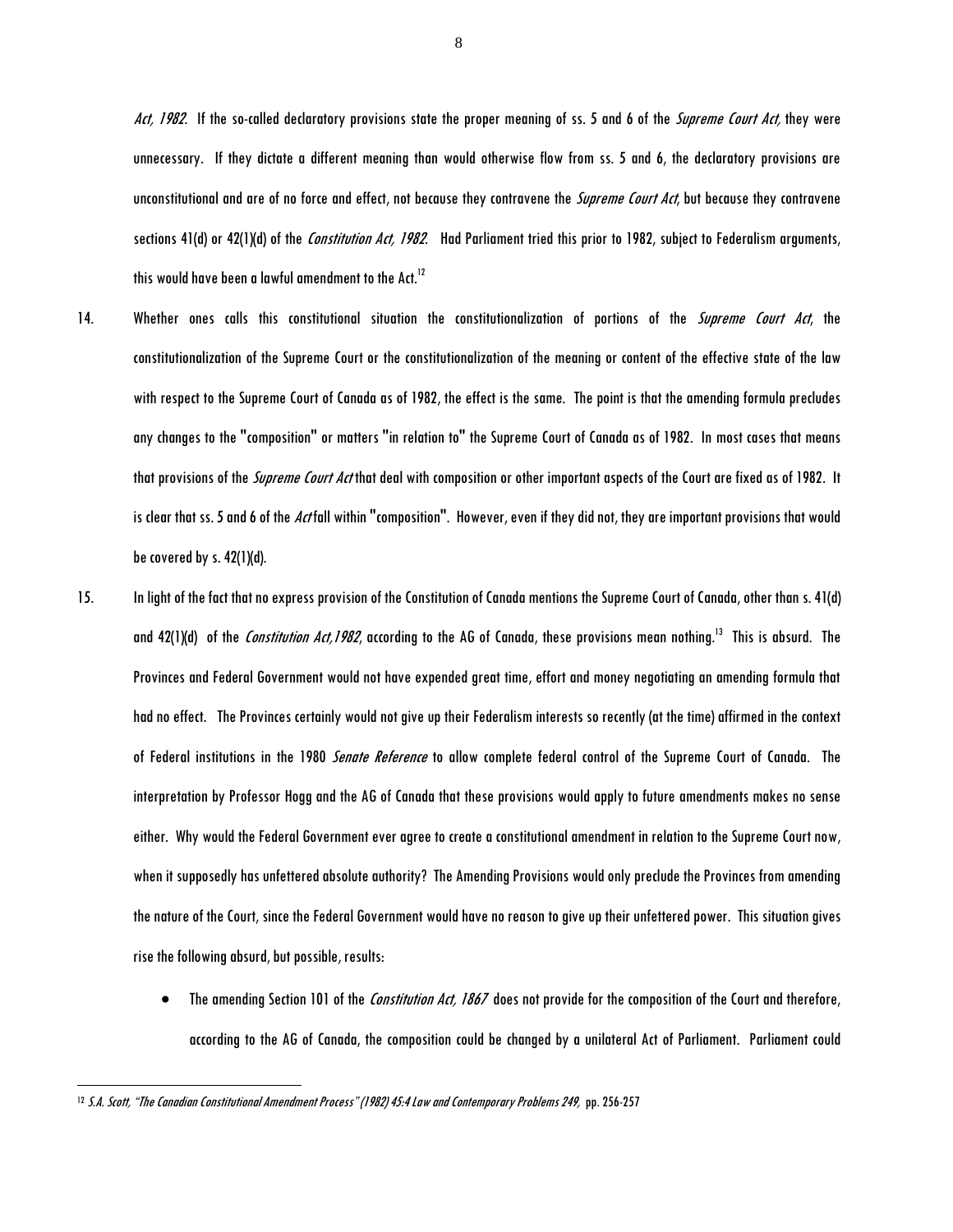*Act, 1982*. If the so-called declaratory provisions state the proper meaning of ss. 5 and 6 of the *Supreme Court Act,* they were unnecessary. If they dictate a different meaning than would otherwise flow from ss. 5 and 6, the declaratory provisions are unconstitutional and are of no force and effect, not because they contravene the *Supreme Court Act*, but because they contravene sections 41(d) or 42(1)(d) of the *Constitution Act, 1982*. Had Parliament tried this prior to 1982, subject to Federalism arguments, this would have been a lawful amendment to the Act.[12]

14. Whether ones calls this constitutional situation the constitutionalization of portions of the *Supreme Court Act*, the constitutionalization of the Supreme Court or the constitutionalization of the meaning or content of the effective state of the law with respect to the Supreme Court of Canada as of 1982, the effect is the same. The point is that the amending formula precludes any changes to the "composition" or matters "in relation to" the Supreme Court of Canada as of 1982. In most cases that means that provisions of the *Supreme Court Act* that deal with composition or other important aspects of the Court are fixed as of 1982. It is clear that ss. 5 and 6 of the *Act* fall within "composition". However, even if they did not, they are important provisions that would be covered by s. 42(1)(d).

15. In light of the fact that no express provision of the Constitution of Canada mentions the Supreme Court of Canada, other than s. 41(d) and 42(1)(d) of the *Constitution Act,1982*, according to the AG of Canada, these provisions mean nothing.[13] This is absurd. The Provinces and Federal Government would not have expended great time, effort and money negotiating an amending formula that had no effect. The Provinces certainly would not give up their Federalism interests so recently (at the time) affirmed in the context of Federal institutions in the 1980 *Senate Reference* to allow complete federal control of the Supreme Court of Canada. The interpretation by Professor Hogg and the AG of Canada that these provisions would apply to future amendments makes no sense either. Why would the Federal Government ever agree to create a constitutional amendment in relation to the Supreme Court now, when it supposedly has unfettered absolute authority? The Amending Provisions would only preclude the Provinces from amending the nature of the Court, since the Federal Government would have no reason to give up their unfettered power. This situation gives rise the following absurd, but possible, results:

- The amending Section 101 of the *Constitution Act, 1867* does not provide for the composition of the Court and therefore, according to the AG of Canada, the composition could be changed by a unilateral Act of Parliament. Parliament could

---

[12] *S.A. Scott, "The Canadian Constitutional Amendment Process" (1982) 45:4 Law and Contemporary Problems 249,* pp. 256-257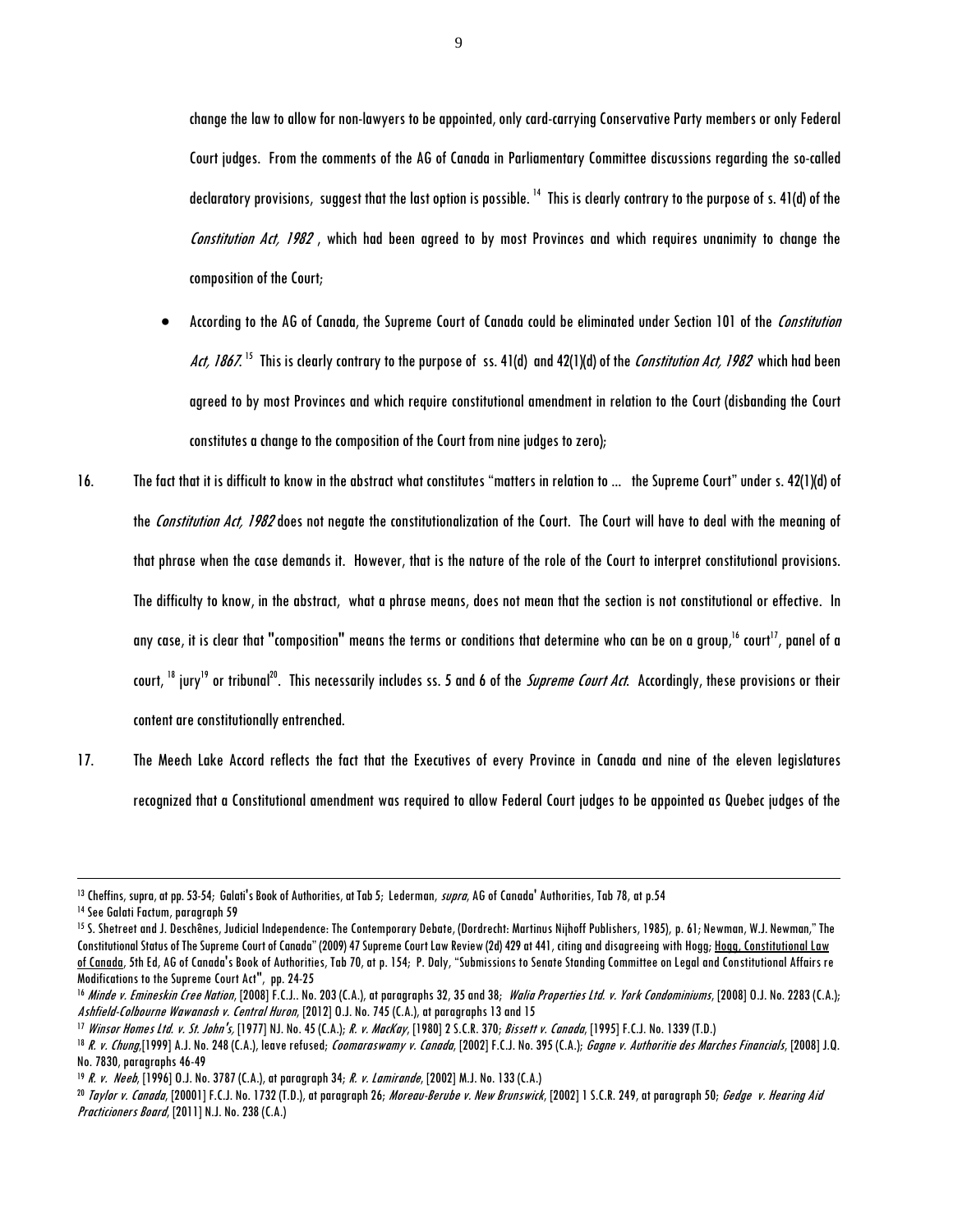change the law to allow for non-lawyers to be appointed, only card-carrying Conservative Party members or only Federal Court judges. From the comments of the AG of Canada in Parliamentary Committee discussions regarding the so-called declaratory provisions, suggest that the last option is possible.[14] This is clearly contrary to the purpose of s. 41(d) of the *Constitution Act, 1982* , which had been agreed to by most Provinces and which requires unanimity to change the composition of the Court;

- According to the AG of Canada, the Supreme Court of Canada could be eliminated under Section 101 of the *Constitution Act, 1867.*[15] This is clearly contrary to the purpose of ss. 41(d) and 42(1)(d) of the *Constitution Act, 1982* which had been agreed to by most Provinces and which require constitutional amendment in relation to the Court (disbanding the Court constitutes a change to the composition of the Court from nine judges to zero);

16. The fact that it is difficult to know in the abstract what constitutes "matters in relation to ... the Supreme Court" under s. 42(1)(d) of the *Constitution Act, 1982* does not negate the constitutionalization of the Court. The Court will have to deal with the meaning of that phrase when the case demands it. However, that is the nature of the role of the Court to interpret constitutional provisions. The difficulty to know, in the abstract, what a phrase means, does not mean that the section is not constitutional or effective. In any case, it is clear that "composition" means the terms or conditions that determine who can be on a group,[16] court[17], panel of a court, [18] jury[19] or tribunal[20]. This necessarily includes ss. 5 and 6 of the *Supreme Court Act*. Accordingly, these provisions or their content are constitutionally entrenched.

17. The Meech Lake Accord reflects the fact that the Executives of every Province in Canada and nine of the eleven legislatures recognized that a Constitutional amendment was required to allow Federal Court judges to be appointed as Quebec judges of the

---

[13] Cheffins, supra, at pp. 53-54; Galati's Book of Authorities, at Tab 5; Lederman, *supra*, AG of Canada' Authorities, Tab 78, at p.54

[14] See Galati Factum, paragraph 59

[15] S. Shetreet and J. Deschênes, Judicial Independence: The Contemporary Debate, (Dordrecht: Martinus Nijhoff Publishers, 1985), p. 61; Newman, W.J. Newman," The Constitutional Status of The Supreme Court of Canada" (2009) 47 Supreme Court Law Review (2d) 429 at 441, citing and disagreeing with Hogg; Hogg, Constitutional Law of Canada, 5th Ed, AG of Canada's Book of Authorities, Tab 70, at p. 154; P. Daly, "Submissions to Senate Standing Committee on Legal and Constitutional Affairs re Modifications to the Supreme Court Act", pp. 24-25

[16] *Minde v. Emineskin Cree Nation*, [2008] F.C.J.. No. 203 (C.A.), at paragraphs 32, 35 and 38; *Walia Properties Ltd. v. York Condominiums*, [2008] O.J. No. 2283 (C.A.); *Ashfield-Colbourne Wawanash v. Central Huron*, [2012] O.J. No. 745 (C.A.), at paragraphs 13 and 15

[17] *Winsor Homes Ltd. v. St. John's*, [1977] NJ. No. 45 (C.A.); *R. v. MacKay*, [1980] 2 S.C.R. 370; *Bissett v. Canada*, [1995] F.C.J. No. 1339 (T.D.)

[18] *R. v. Chung*,[1999] A.J. No. 248 (C.A.), leave refused; *Coomaraswamy v. Canada*, [2002] F.C.J. No. 395 (C.A.); *Gagne v. Authoritie des Marches Financials*, [2008] J.Q. No. 7830, paragraphs 46-49

[19] *R. v. Neeb*, [1996] O.J. No. 3787 (C.A.), at paragraph 34; *R. v. Lamirande*, [2002] M.J. No. 133 (C.A.)

[20] *Taylor v. Canada*, [20001] F.C.J. No. 1732 (T.D.), at paragraph 26; *Moreau-Berube v. New Brunswick*, [2002] 1 S.C.R. 249, at paragraph 50; *Gedge v. Hearing Aid Practicioners Board*, [2011] N.J. No. 238 (C.A.)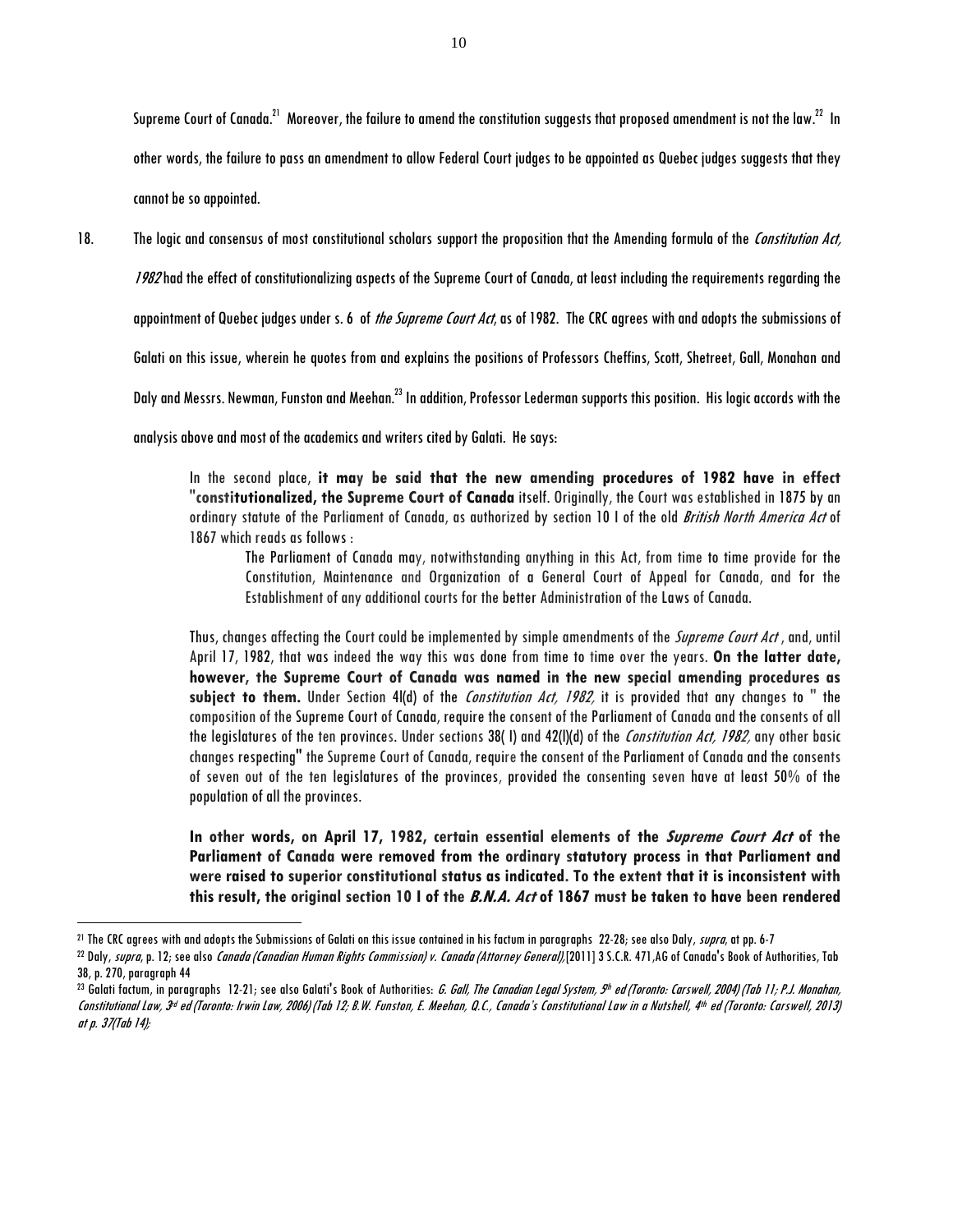Supreme Court of Canada.[21] Moreover, the failure to amend the constitution suggests that proposed amendment is not the law.[22] In other words, the failure to pass an amendment to allow Federal Court judges to be appointed as Quebec judges suggests that they cannot be so appointed.

18. The logic and consensus of most constitutional scholars support the proposition that the Amending formula of the *Constitution Act, 1982* had the effect of constitutionalizing aspects of the Supreme Court of Canada, at least including the requirements regarding the appointment of Quebec judges under s. 6 of *the Supreme Court Act*, as of 1982. The CRC agrees with and adopts the submissions of Galati on this issue, wherein he quotes from and explains the positions of Professors Cheffins, Scott, Shetreet, Gall, Monahan and Daly and Messrs. Newman, Funston and Meehan.[23] In addition, Professor Lederman supports this position. His logic accords with the analysis above and most of the academics and writers cited by Galati. He says:

> In the second place, **it may be said that the new amending procedures of 1982 have in effect "constitutionalized, the Supreme Court of Canada** itself. Originally, the Court was established in 1875 by an ordinary statute of the Parliament of Canada, as authorized by section 10 I of the old *British North America Act* of 1867 which reads as follows :
>
> > The Parliament of Canada may, notwithstanding anything in this Act, from time to time provide for the Constitution, Maintenance and Organization of a General Court of Appeal for Canada, and for the Establishment of any additional courts for the better Administration of the Laws of Canada.
>
> Thus, changes affecting the Court could be implemented by simple amendments of the *Supreme Court Act* , and, until April 17, 1982, that was indeed the way this was done from time to time over the years. **On the latter date, however, the Supreme Court of Canada was named in the new special amending procedures as subject to them.** Under Section 4l(d) of the *Constitution Act, 1982,* it is provided that any changes to " the composition of the Supreme Court of Canada, require the consent of the Parliament of Canada and the consents of all the legislatures of the ten provinces. Under sections 38( I) and 42(l)(d) of the *Constitution Act, 1982,* any other basic changes respecting" the Supreme Court of Canada, require the consent of the Parliament of Canada and the consents of seven out of the ten legislatures of the provinces, provided the consenting seven have at least 50% of the population of all the provinces.
>
> **In other words, on April 17, 1982, certain essential elements of the *Supreme Court Act* of the Parliament of Canada were removed from the ordinary statutory process in that Parliament and were raised to superior constitutional status as indicated. To the extent that it is inconsistent with this result, the original section 10 I of the *B.N.A. Act* of 1867 must be taken to have been rendered**

---

[21] The CRC agrees with and adopts the Submissions of Galati on this issue contained in his factum in paragraphs 22-28; see also Daly, *supra*, at pp. 6-7

[22] Daly, *supra*, p. 12; see also *Canada (Canadian Human Rights Commission) v. Canada (Attorney General)*,[2011] 3 S.C.R. 471,AG of Canada's Book of Authorities, Tab 38, p. 270, paragraph 44

[23] Galati factum, in paragraphs 12-21; see also Galati's Book of Authorities: *G. Gall, The Canadian Legal System, 5th ed (Toronto: Carswell, 2004) (Tab 11; P.J. Monahan, Constitutional Law, 3rd ed (Toronto: Irwin Law, 2006) (Tab 12; B.W. Funston, E. Meehan, Q.C., Canada's Constitutional Law in a Nutshell, 4th ed (Toronto: Carswell, 2013) at p. 37(Tab 14);*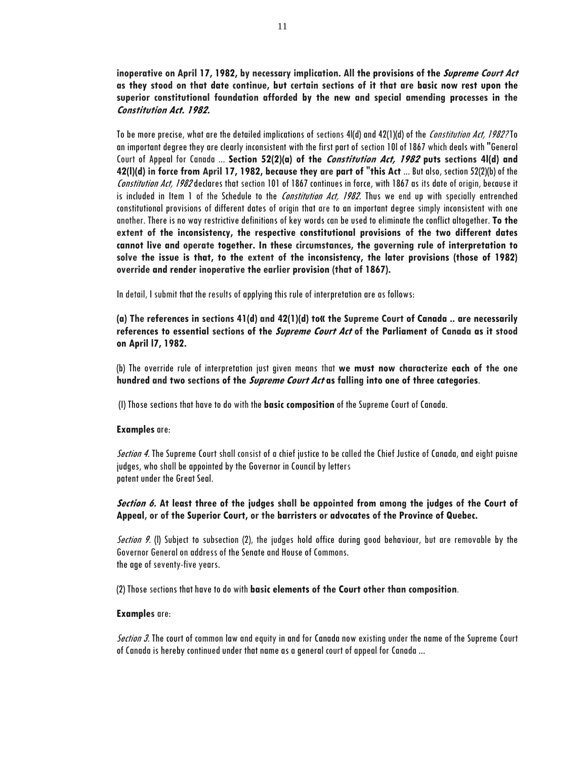**inoperative on April 17, 1982, by necessary implication. All the provisions of the *Supreme Court Act* as they stood on that date continue, but certain sections of it that are basic now rest upon the superior constitutional foundation afforded by the new and special amending processes in the *Constitution Act. 1982.***

To be more precise, what are the detailed implications of sections 4l(d) and 42(1)(d) of the *Constitution Act, 1982?* To an important degree they are clearly inconsistent with the first part of section 10l of 1867 which deals with "General Court of Appeal for Canada ... **Section 52(2)(a) of the *Constitution Act, 1982* puts sections 4l(d) and 42(l)(d) in force from April 17, 1982, because they are part of "this Act** ... But also, section 52(2)(b) of the *Constitution Act, 1982* declares that section 101 of 1867 continues in force, with 1867 as its date of origin, because it is included in Item 1 of the Schedule to the *Constitution Act, 1982.* Thus we end up with specially entrenched constitutional provisions of different dates of origin that are to an important degree simply inconsistent with one another. There is no way restrictive definitions of key words can be used to eliminate the conflict altogether. **To the extent of the inconsistency, the respective constitutional provisions of the two different dates cannot live and operate together. In these circumstances, the governing rule of interpretation to solve the issue is that, to the extent of the inconsistency, the later provisions (those of 1982) override and render inoperative the earlier provision (that of 1867).**

In detail, I submit that the results of applying this rule of interpretation are as follows:

**(a) The references in sections 41(d) and 42(1)(d) to« the Supreme Court of Canada .. are necessarily references to essential sections of the *Supreme Court Act* of the Parliament of Canada as it stood on April l7, 1982.**

(b) The override rule of interpretation just given means that **we must now characterize each of the one hundred and two sections of the *Supreme Court Act* as falling into one of three categories**.

(l) Those sections that have to do with the **basic composition** of the Supreme Court of Canada.

**Examples** are:

*Section 4.* The Supreme Court shall consist of a chief justice to be called the Chief Justice of Canada, and eight puisne judges, who shall be appointed by the Governor in Council by letters patent under the Great Seal.

***Section 6.* At least three of the judges shall be appointed from among the judges of the Court of Appeal, or of the Superior Court, or the barristers or advocates of the Province of Quebec.**

*Section 9.* (l) Subject to subsection (2), the judges hold office during good behaviour, but are removable by the Governor General on address of the Senate and House of Commons.
the age of seventy-five years.

(2) Those sections that have to do with **basic elements of the Court other than composition**.

**Examples** are:

*Section 3.* The court of common law and equity in and for Canada now existing under the name of the Supreme Court of Canada is hereby continued under that name as a general court of appeal for Canada ...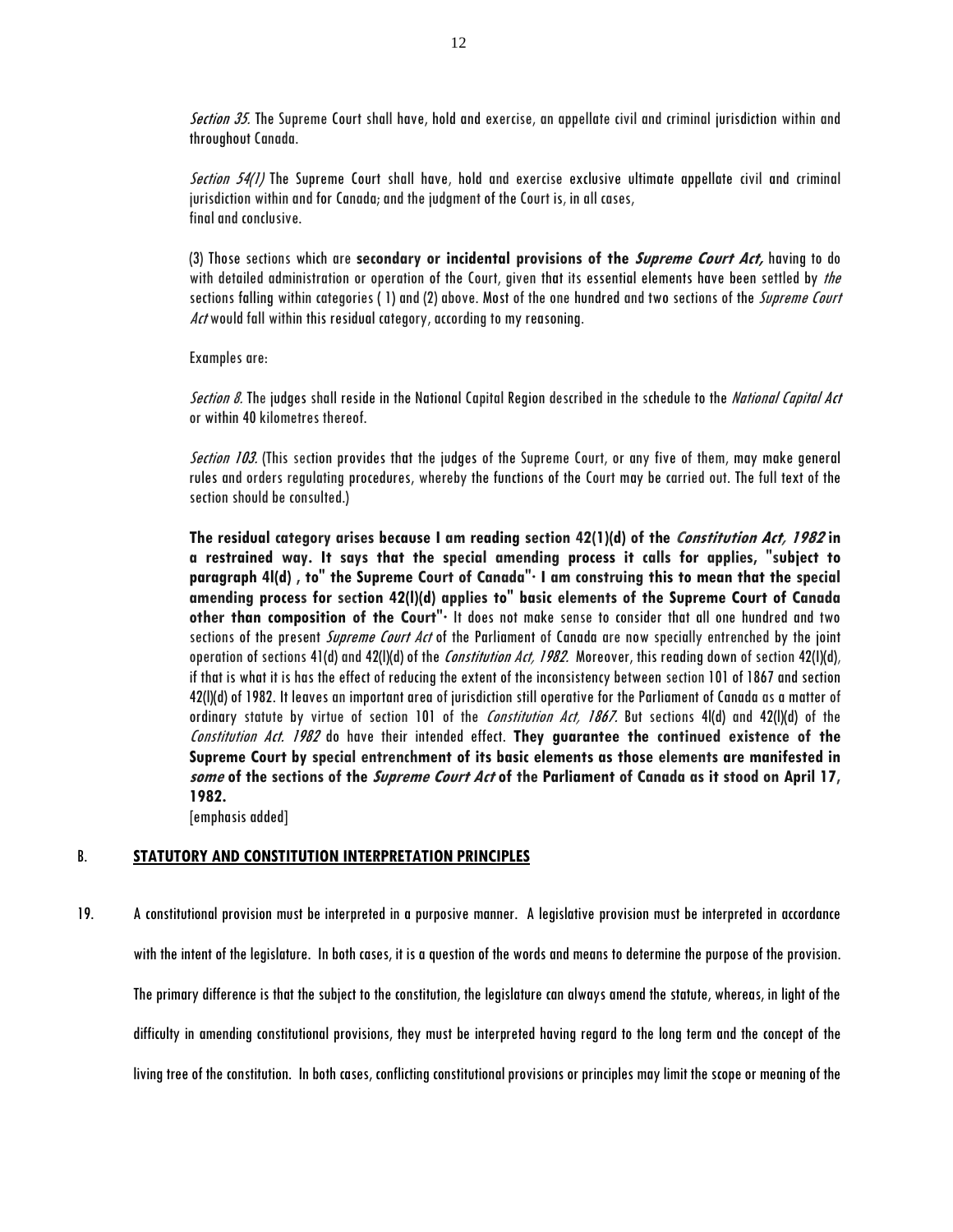*Section 35.* The Supreme Court shall have, hold and exercise, an appellate civil and criminal jurisdiction within and throughout Canada.

*Section 54(1)* The Supreme Court shall have, hold and exercise exclusive ultimate appellate civil and criminal jurisdiction within and for Canada; and the judgment of the Court is, in all cases, final and conclusive.

(3) Those sections which are **secondary or incidental provisions of the *Supreme Court Act,*** having to do with detailed administration or operation of the Court, given that its essential elements have been settled by *the* sections falling within categories ( 1) and (2) above. Most of the one hundred and two sections of the *Supreme Court Act* would fall within this residual category, according to my reasoning.

Examples are:

*Section 8.* The judges shall reside in the National Capital Region described in the schedule to the *National Capital Act* or within 40 kilometres thereof.

*Section 103.* (This section provides that the judges of the Supreme Court, or any five of them, may make general rules and orders regulating procedures, whereby the functions of the Court may be carried out. The full text of the section should be consulted.)

**The residual category arises because I am reading section 42(1)(d) of the *Constitution Act, 1982* in a restrained way. It says that the special amending process it calls for applies, "subject to paragraph 4l(d) , to" the Supreme Court of Canada"· I am construing this to mean that the special amending process for section 42(l)(d) applies to" basic elements of the Supreme Court of Canada other than composition of the Court"·** It does not make sense to consider that all one hundred and two sections of the present *Supreme Court Act* of the Parliament of Canada are now specially entrenched by the joint operation of sections 41(d) and 42(l)(d) of the *Constitution Act, 1982.* Moreover, this reading down of section 42(l)(d), if that is what it is has the effect of reducing the extent of the inconsistency between section 101 of 1867 and section 42(l)(d) of 1982. It leaves an important area of jurisdiction still operative for the Parliament of Canada as a matter of ordinary statute by virtue of section 101 of the *Constitution Act, 1867.* But sections 4l(d) and 42(l)(d) of the *Constitution Act. 1982* do have their intended effect. **They guarantee the continued existence of the Supreme Court by special entrenchment of its basic elements as those elements are manifested in *some* of the sections of the *Supreme Court Act* of the Parliament of Canada as it stood on April 17, 1982.**
[emphasis added]

## B. STATUTORY AND CONSTITUTION INTERPRETATION PRINCIPLES

19. A constitutional provision must be interpreted in a purposive manner. A legislative provision must be interpreted in accordance with the intent of the legislature. In both cases, it is a question of the words and means to determine the purpose of the provision. The primary difference is that the subject to the constitution, the legislature can always amend the statute, whereas, in light of the difficulty in amending constitutional provisions, they must be interpreted having regard to the long term and the concept of the living tree of the constitution. In both cases, conflicting constitutional provisions or principles may limit the scope or meaning of the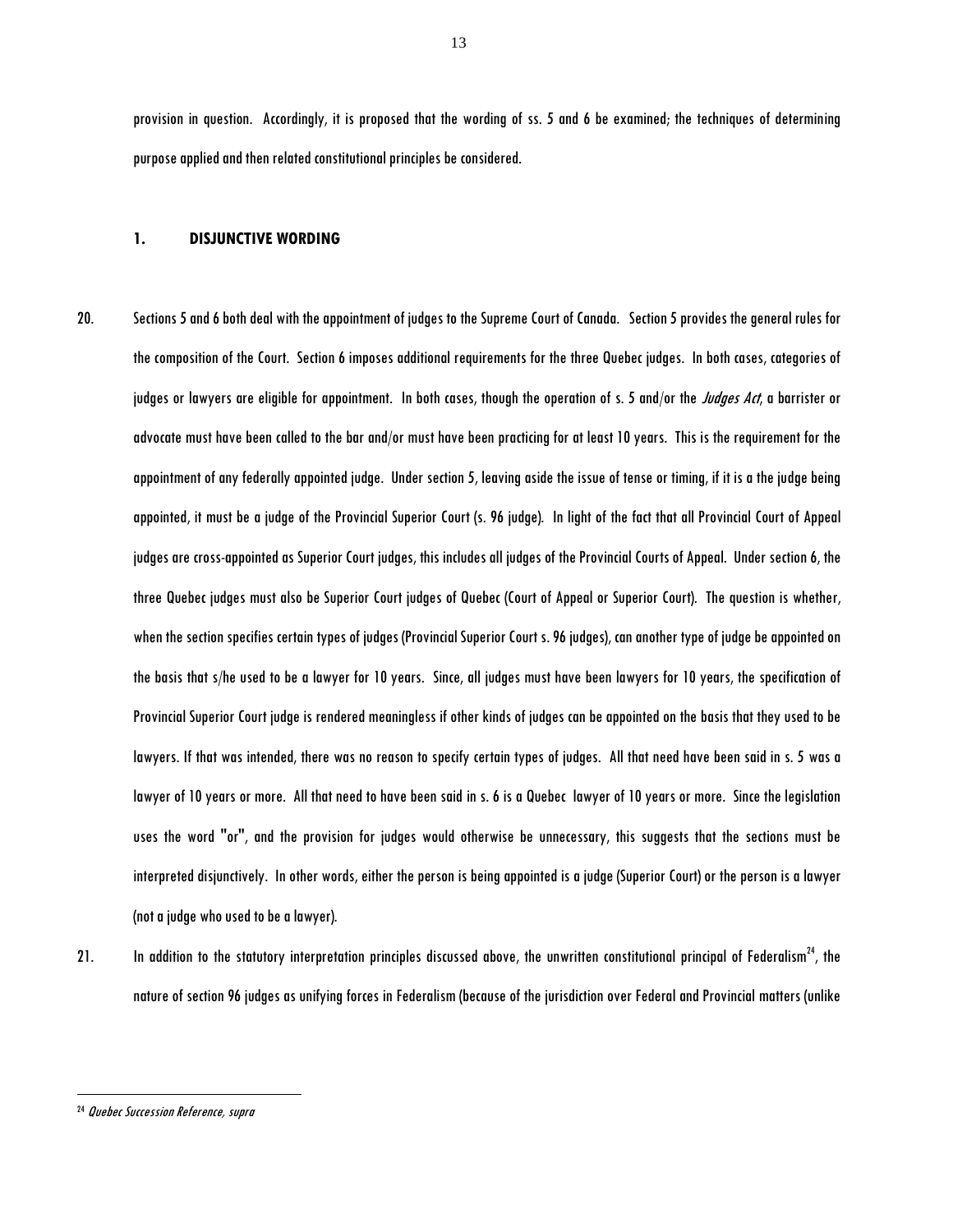provision in question. Accordingly, it is proposed that the wording of ss. 5 and 6 be examined; the techniques of determining purpose applied and then related constitutional principles be considered.

### 1. DISJUNCTIVE WORDING

20. Sections 5 and 6 both deal with the appointment of judges to the Supreme Court of Canada. Section 5 provides the general rules for the composition of the Court. Section 6 imposes additional requirements for the three Quebec judges. In both cases, categories of judges or lawyers are eligible for appointment. In both cases, though the operation of s. 5 and/or the *Judges Act*, a barrister or advocate must have been called to the bar and/or must have been practicing for at least 10 years. This is the requirement for the appointment of any federally appointed judge. Under section 5, leaving aside the issue of tense or timing, if it is a the judge being appointed, it must be a judge of the Provincial Superior Court (s. 96 judge). In light of the fact that all Provincial Court of Appeal judges are cross-appointed as Superior Court judges, this includes all judges of the Provincial Courts of Appeal. Under section 6, the three Quebec judges must also be Superior Court judges of Quebec (Court of Appeal or Superior Court). The question is whether, when the section specifies certain types of judges (Provincial Superior Court s. 96 judges), can another type of judge be appointed on the basis that s/he used to be a lawyer for 10 years. Since, all judges must have been lawyers for 10 years, the specification of Provincial Superior Court judge is rendered meaningless if other kinds of judges can be appointed on the basis that they used to be lawyers. If that was intended, there was no reason to specify certain types of judges. All that need have been said in s. 5 was a lawyer of 10 years or more. All that need to have been said in s. 6 is a Quebec lawyer of 10 years or more. Since the legislation uses the word "or", and the provision for judges would otherwise be unnecessary, this suggests that the sections must be interpreted disjunctively. In other words, either the person is being appointed is a judge (Superior Court) or the person is a lawyer (not a judge who used to be a lawyer).

21. In addition to the statutory interpretation principles discussed above, the unwritten constitutional principal of Federalism[24], the nature of section 96 judges as unifying forces in Federalism (because of the jurisdiction over Federal and Provincial matters (unlike

[24] *Quebec Succession Reference, supra*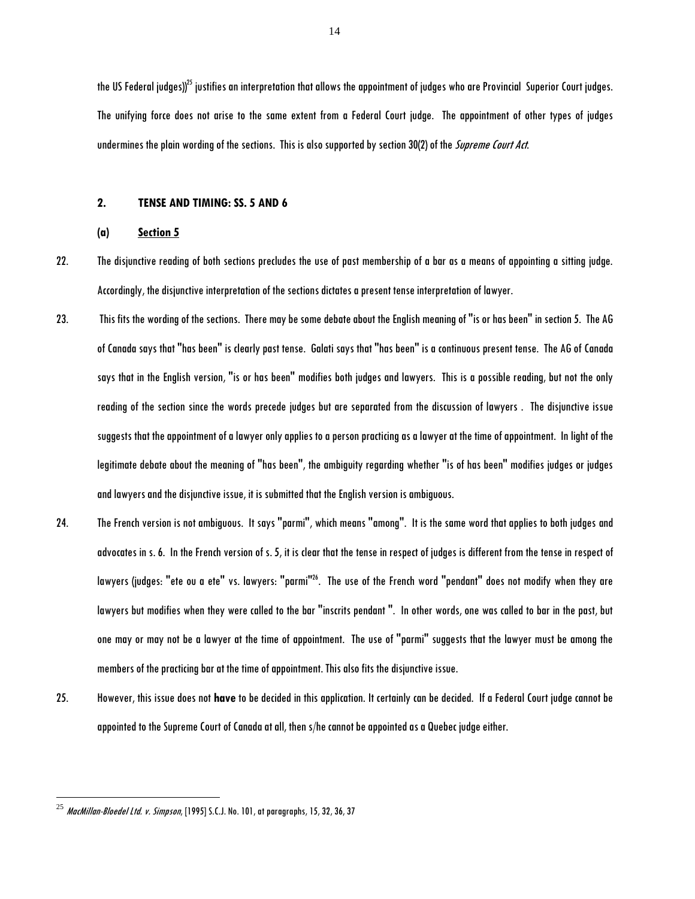the US Federal judges))[25] justifies an interpretation that allows the appointment of judges who are Provincial Superior Court judges. The unifying force does not arise to the same extent from a Federal Court judge. The appointment of other types of judges undermines the plain wording of the sections. This is also supported by section 30(2) of the *Supreme Court Act*.

### 2. TENSE AND TIMING: SS. 5 AND 6

#### (a) Section 5

22. The disjunctive reading of both sections precludes the use of past membership of a bar as a means of appointing a sitting judge. Accordingly, the disjunctive interpretation of the sections dictates a present tense interpretation of lawyer.

23. This fits the wording of the sections. There may be some debate about the English meaning of "is or has been" in section 5. The AG of Canada says that "has been" is clearly past tense. Galati says that "has been" is a continuous present tense. The AG of Canada says that in the English version, "is or has been" modifies both judges and lawyers. This is a possible reading, but not the only reading of the section since the words precede judges but are separated from the discussion of lawyers . The disjunctive issue suggests that the appointment of a lawyer only applies to a person practicing as a lawyer at the time of appointment. In light of the legitimate debate about the meaning of "has been", the ambiguity regarding whether "is of has been" modifies judges or judges and lawyers and the disjunctive issue, it is submitted that the English version is ambiguous.

24. The French version is not ambiguous. It says "parmi", which means "among". It is the same word that applies to both judges and advocates in s. 6. In the French version of s. 5, it is clear that the tense in respect of judges is different from the tense in respect of lawyers (judges: "ete ou a ete" vs. lawyers: "parmi"[26]. The use of the French word "pendant" does not modify when they are lawyers but modifies when they were called to the bar "inscrits pendant ". In other words, one was called to bar in the past, but one may or may not be a lawyer at the time of appointment. The use of "parmi" suggests that the lawyer must be among the members of the practicing bar at the time of appointment. This also fits the disjunctive issue.

25. However, this issue does not **have** to be decided in this application. It certainly can be decided. If a Federal Court judge cannot be appointed to the Supreme Court of Canada at all, then s/he cannot be appointed as a Quebec judge either.

---

[25] *MacMillan-Bloedel Ltd. v. Simpson*, [1995] S.C.J. No. 101, at paragraphs, 15, 32, 36, 37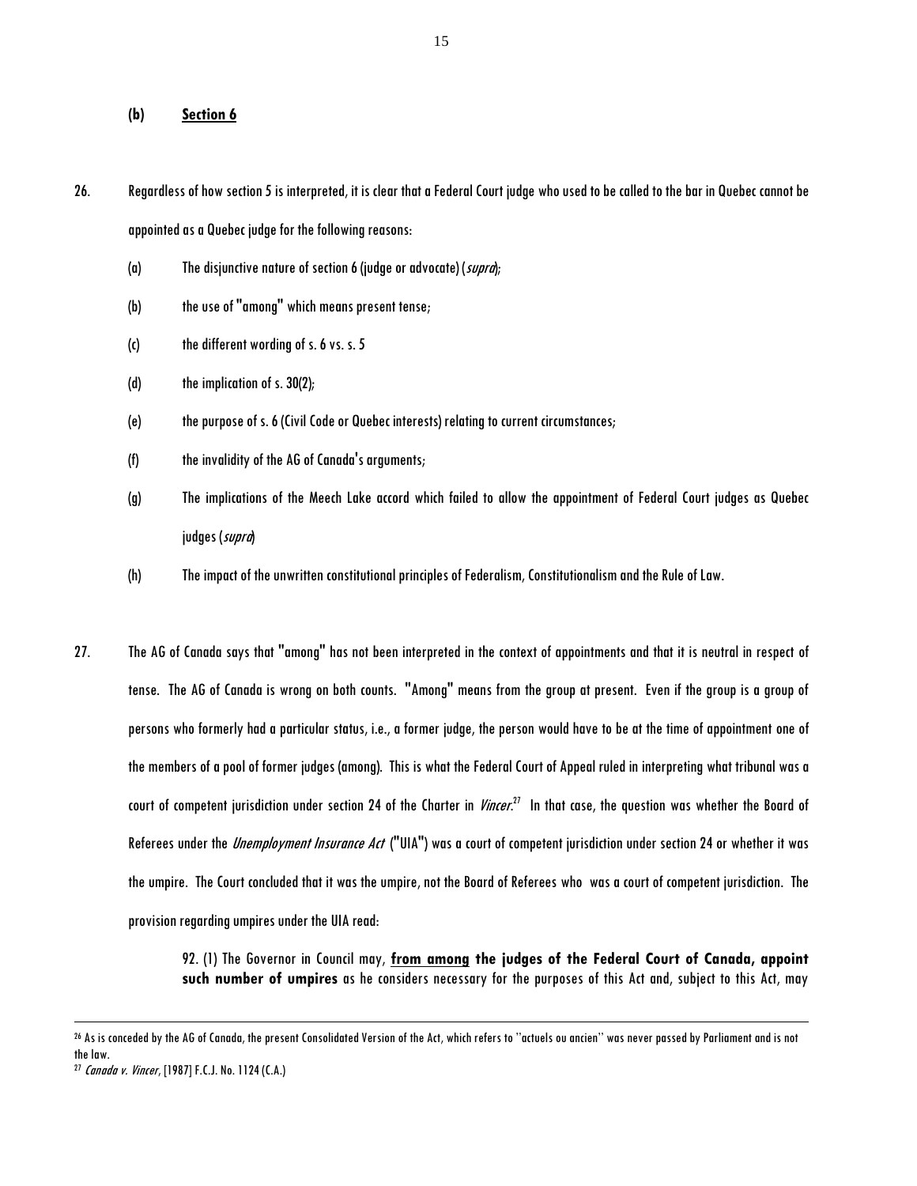### (b) <u>Section 6</u>

26. Regardless of how section 5 is interpreted, it is clear that a Federal Court judge who used to be called to the bar in Quebec cannot be appointed as a Quebec judge for the following reasons:

   (a) The disjunctive nature of section 6 (judge or advocate) (*supra*);

   (b) the use of "among" which means present tense;

   (c) the different wording of s. 6 vs. s. 5

   (d) the implication of s. 30(2);

   (e) the purpose of s. 6 (Civil Code or Quebec interests) relating to current circumstances;

   (f) the invalidity of the AG of Canada's arguments;

   (g) The implications of the Meech Lake accord which failed to allow the appointment of Federal Court judges as Quebec judges (*supra*)

   (h) The impact of the unwritten constitutional principles of Federalism, Constitutionalism and the Rule of Law.

27. The AG of Canada says that "among" has not been interpreted in the context of appointments and that it is neutral in respect of tense. The AG of Canada is wrong on both counts. "Among" means from the group at present. Even if the group is a group of persons who formerly had a particular status, i.e., a former judge, the person would have to be at the time of appointment one of the members of a pool of former judges (among). This is what the Federal Court of Appeal ruled in interpreting what tribunal was a court of competent jurisdiction under section 24 of the Charter in *Vincer*.[27] In that case, the question was whether the Board of Referees under the *Unemployment Insurance Act* ("UIA") was a court of competent jurisdiction under section 24 or whether it was the umpire. The Court concluded that it was the umpire, not the Board of Referees who was a court of competent jurisdiction. The provision regarding umpires under the UIA read:

> 92. (1) The Governor in Council may, **<u>from among</u> the judges of the Federal Court of Canada, appoint such number of umpires** as he considers necessary for the purposes of this Act and, subject to this Act, may

---

[26] As is conceded by the AG of Canada, the present Consolidated Version of the Act, which refers to "actuels ou ancien" was never passed by Parliament and is not the law.

[27] *Canada v. Vincer*, [1987] F.C.J. No. 1124 (C.A.)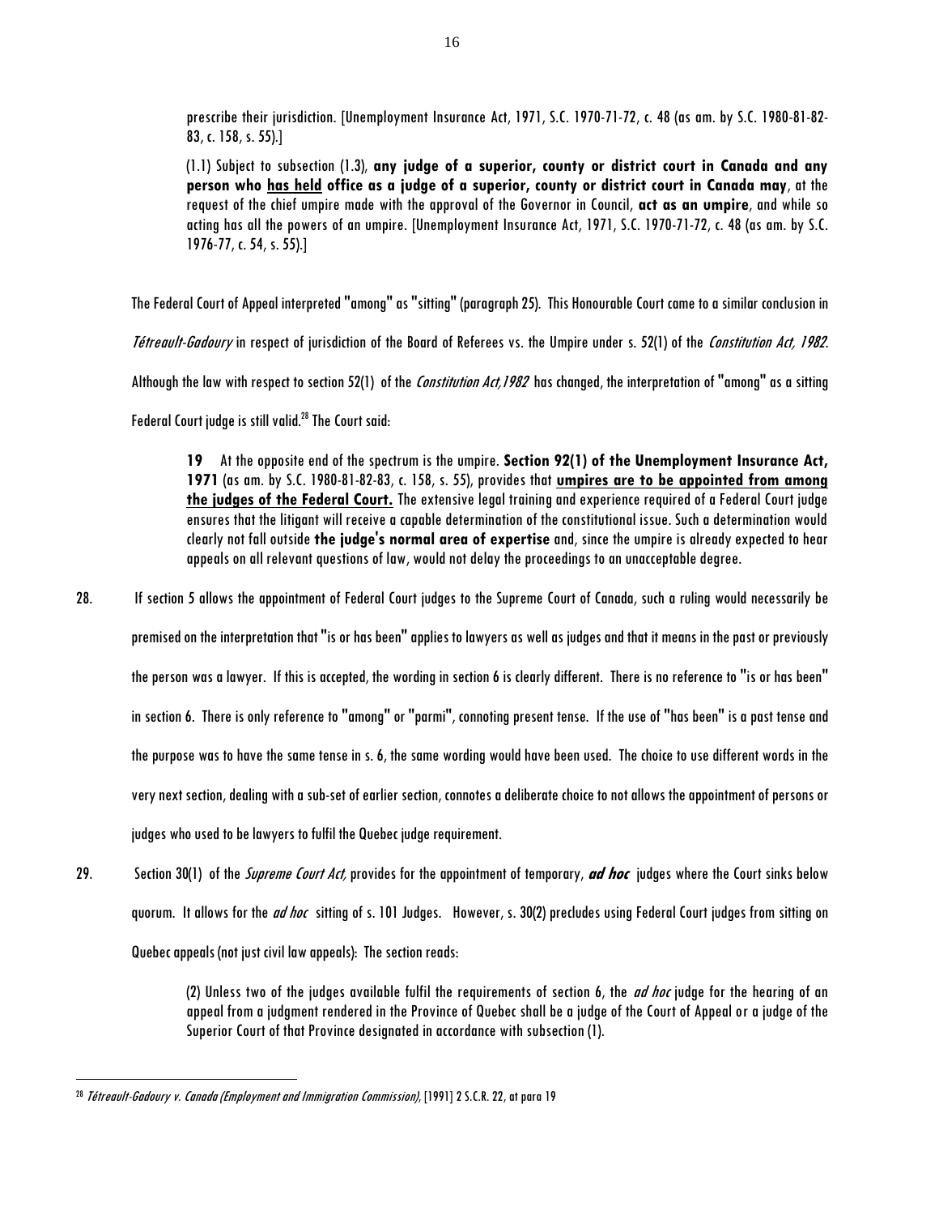prescribe their jurisdiction. [Unemployment Insurance Act, 1971, S.C. 1970-71-72, c. 48 (as am. by S.C. 1980-81-82-83, c. 158, s. 55).]

> (1.1) Subject to subsection (1.3), **any judge of a superior, county or district court in Canada and any person who <u>has held</u> office as a judge of a superior, county or district court in Canada may**, at the request of the chief umpire made with the approval of the Governor in Council, **act as an umpire**, and while so acting has all the powers of an umpire. [Unemployment Insurance Act, 1971, S.C. 1970-71-72, c. 48 (as am. by S.C. 1976-77, c. 54, s. 55).]

The Federal Court of Appeal interpreted "among" as "sitting" (paragraph 25). This Honourable Court came to a similar conclusion in *Tétreault-Gadoury* in respect of jurisdiction of the Board of Referees vs. the Umpire under s. 52(1) of the *Constitution Act, 1982*. Although the law with respect to section 52(1) of the *Constitution Act,1982* has changed, the interpretation of "among" as a sitting Federal Court judge is still valid.[28] The Court said:

> **19** At the opposite end of the spectrum is the umpire. **Section 92(1) of the Unemployment Insurance Act, 1971** (as am. by S.C. 1980-81-82-83, c. 158, s. 55), provides that **<u>umpires are to be appointed from among the judges of the Federal Court.</u>** The extensive legal training and experience required of a Federal Court judge ensures that the litigant will receive a capable determination of the constitutional issue. Such a determination would clearly not fall outside **the judge's normal area of expertise** and, since the umpire is already expected to hear appeals on all relevant questions of law, would not delay the proceedings to an unacceptable degree.

28. If section 5 allows the appointment of Federal Court judges to the Supreme Court of Canada, such a ruling would necessarily be premised on the interpretation that "is or has been" applies to lawyers as well as judges and that it means in the past or previously the person was a lawyer. If this is accepted, the wording in section 6 is clearly different. There is no reference to "is or has been" in section 6. There is only reference to "among" or "parmi", connoting present tense. If the use of "has been" is a past tense and the purpose was to have the same tense in s. 6, the same wording would have been used. The choice to use different words in the very next section, dealing with a sub-set of earlier section, connotes a deliberate choice to not allows the appointment of persons or judges who used to be lawyers to fulfil the Quebec judge requirement.

29. Section 30(1) of the *Supreme Court Act,* provides for the appointment of temporary, ***ad hoc*** judges where the Court sinks below quorum. It allows for the *ad hoc* sitting of s. 101 Judges. However, s. 30(2) precludes using Federal Court judges from sitting on Quebec appeals (not just civil law appeals): The section reads:

> (2) Unless two of the judges available fulfil the requirements of section 6, the *ad hoc* judge for the hearing of an appeal from a judgment rendered in the Province of Quebec shall be a judge of the Court of Appeal or a judge of the Superior Court of that Province designated in accordance with subsection (1).

---

[28] *Tétreault-Gadoury v. Canada (Employment and Immigration Commission)*, [1991] 2 S.C.R. 22, at para 19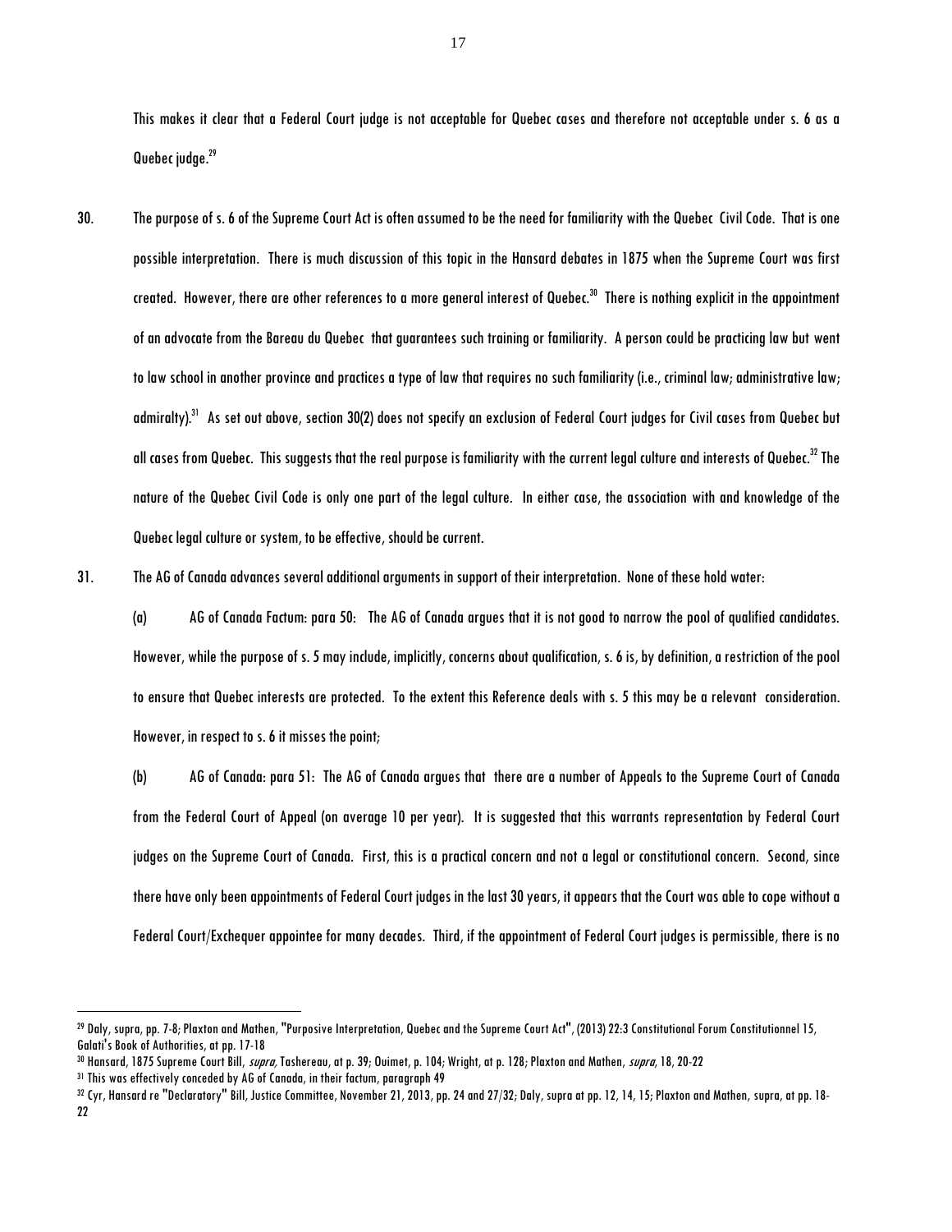This makes it clear that a Federal Court judge is not acceptable for Quebec cases and therefore not acceptable under s. 6 as a Quebec judge.[29]

30. The purpose of s. 6 of the Supreme Court Act is often assumed to be the need for familiarity with the Quebec Civil Code. That is one possible interpretation. There is much discussion of this topic in the Hansard debates in 1875 when the Supreme Court was first created. However, there are other references to a more general interest of Quebec.[30] There is nothing explicit in the appointment of an advocate from the Bareau du Quebec that guarantees such training or familiarity. A person could be practicing law but went to law school in another province and practices a type of law that requires no such familiarity (i.e., criminal law; administrative law; admiralty).[31] As set out above, section 30(2) does not specify an exclusion of Federal Court judges for Civil cases from Quebec but all cases from Quebec. This suggests that the real purpose is familiarity with the current legal culture and interests of Quebec.[32] The nature of the Quebec Civil Code is only one part of the legal culture. In either case, the association with and knowledge of the Quebec legal culture or system, to be effective, should be current.

31. The AG of Canada advances several additional arguments in support of their interpretation. None of these hold water:

(a) AG of Canada Factum: para 50: The AG of Canada argues that it is not good to narrow the pool of qualified candidates. However, while the purpose of s. 5 may include, implicitly, concerns about qualification, s. 6 is, by definition, a restriction of the pool to ensure that Quebec interests are protected. To the extent this Reference deals with s. 5 this may be a relevant consideration. However, in respect to s. 6 it misses the point;

(b) AG of Canada: para 51: The AG of Canada argues that there are a number of Appeals to the Supreme Court of Canada from the Federal Court of Appeal (on average 10 per year). It is suggested that this warrants representation by Federal Court judges on the Supreme Court of Canada. First, this is a practical concern and not a legal or constitutional concern. Second, since there have only been appointments of Federal Court judges in the last 30 years, it appears that the Court was able to cope without a Federal Court/Exchequer appointee for many decades. Third, if the appointment of Federal Court judges is permissible, there is no

---

[29] Daly, supra, pp. 7-8; Plaxton and Mathen, "Purposive Interpretation, Quebec and the Supreme Court Act", (2013) 22:3 Constitutional Forum Constitutionnel 15, Galati's Book of Authorities, at pp. 17-18

[30] Hansard, 1875 Supreme Court Bill, *supra*, Tashereau, at p. 39; Ouimet, p. 104; Wright, at p. 128; Plaxton and Mathen, *supra*, 18, 20-22

[31] This was effectively conceded by AG of Canada, in their factum, paragraph 49

[32] Cyr, Hansard re "Declaratory" Bill, Justice Committee, November 21, 2013, pp. 24 and 27/32; Daly, supra at pp. 12, 14, 15; Plaxton and Mathen, supra, at pp. 18-22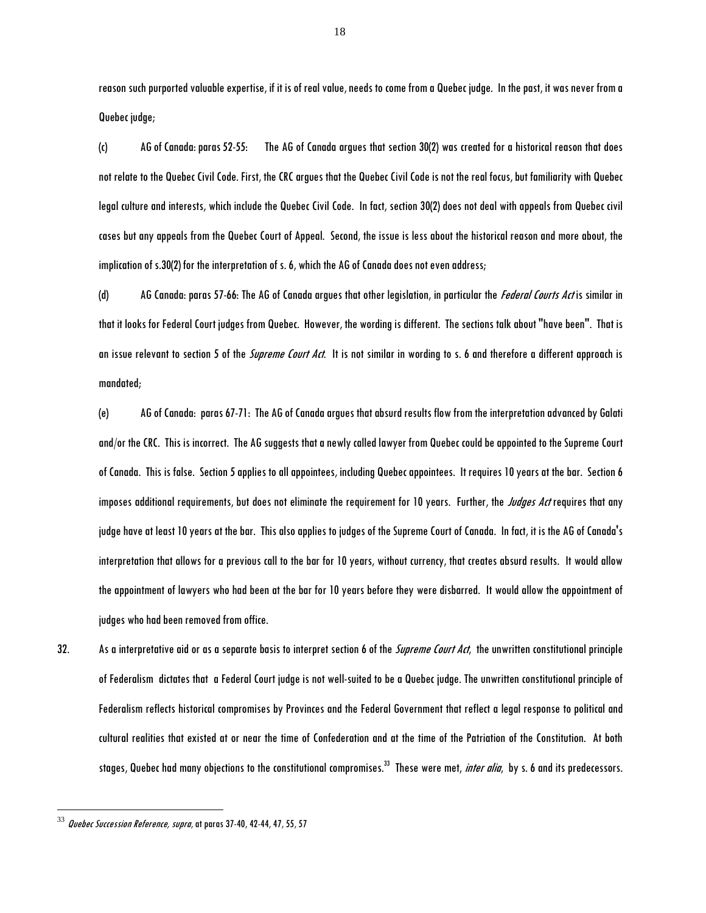reason such purported valuable expertise, if it is of real value, needs to come from a Quebec judge. In the past, it was never from a Quebec judge;

(c) AG of Canada: paras 52-55: The AG of Canada argues that section 30(2) was created for a historical reason that does not relate to the Quebec Civil Code. First, the CRC argues that the Quebec Civil Code is not the real focus, but familiarity with Quebec legal culture and interests, which include the Quebec Civil Code. In fact, section 30(2) does not deal with appeals from Quebec civil cases but any appeals from the Quebec Court of Appeal. Second, the issue is less about the historical reason and more about, the implication of s.30(2) for the interpretation of s. 6, which the AG of Canada does not even address;

(d) AG Canada: paras 57-66: The AG of Canada argues that other legislation, in particular the *Federal Courts Act* is similar in that it looks for Federal Court judges from Quebec. However, the wording is different. The sections talk about "have been". That is an issue relevant to section 5 of the *Supreme Court Act*. It is not similar in wording to s. 6 and therefore a different approach is mandated;

(e) AG of Canada: paras 67-71: The AG of Canada argues that absurd results flow from the interpretation advanced by Galati and/or the CRC. This is incorrect. The AG suggests that a newly called lawyer from Quebec could be appointed to the Supreme Court of Canada. This is false. Section 5 applies to all appointees, including Quebec appointees. It requires 10 years at the bar. Section 6 imposes additional requirements, but does not eliminate the requirement for 10 years. Further, the *Judges Act* requires that any judge have at least 10 years at the bar. This also applies to judges of the Supreme Court of Canada. In fact, it is the AG of Canada's interpretation that allows for a previous call to the bar for 10 years, without currency, that creates absurd results. It would allow the appointment of lawyers who had been at the bar for 10 years before they were disbarred. It would allow the appointment of judges who had been removed from office.

32. As a interpretative aid or as a separate basis to interpret section 6 of the *Supreme Court Act*, the unwritten constitutional principle of Federalism dictates that a Federal Court judge is not well-suited to be a Quebec judge. The unwritten constitutional principle of Federalism reflects historical compromises by Provinces and the Federal Government that reflect a legal response to political and cultural realities that existed at or near the time of Confederation and at the time of the Patriation of the Constitution. At both stages, Quebec had many objections to the constitutional compromises.[33] These were met, *inter alia*, by s. 6 and its predecessors.

[33] *Quebec Succession Reference, supra*, at paras 37-40, 42-44, 47, 55, 57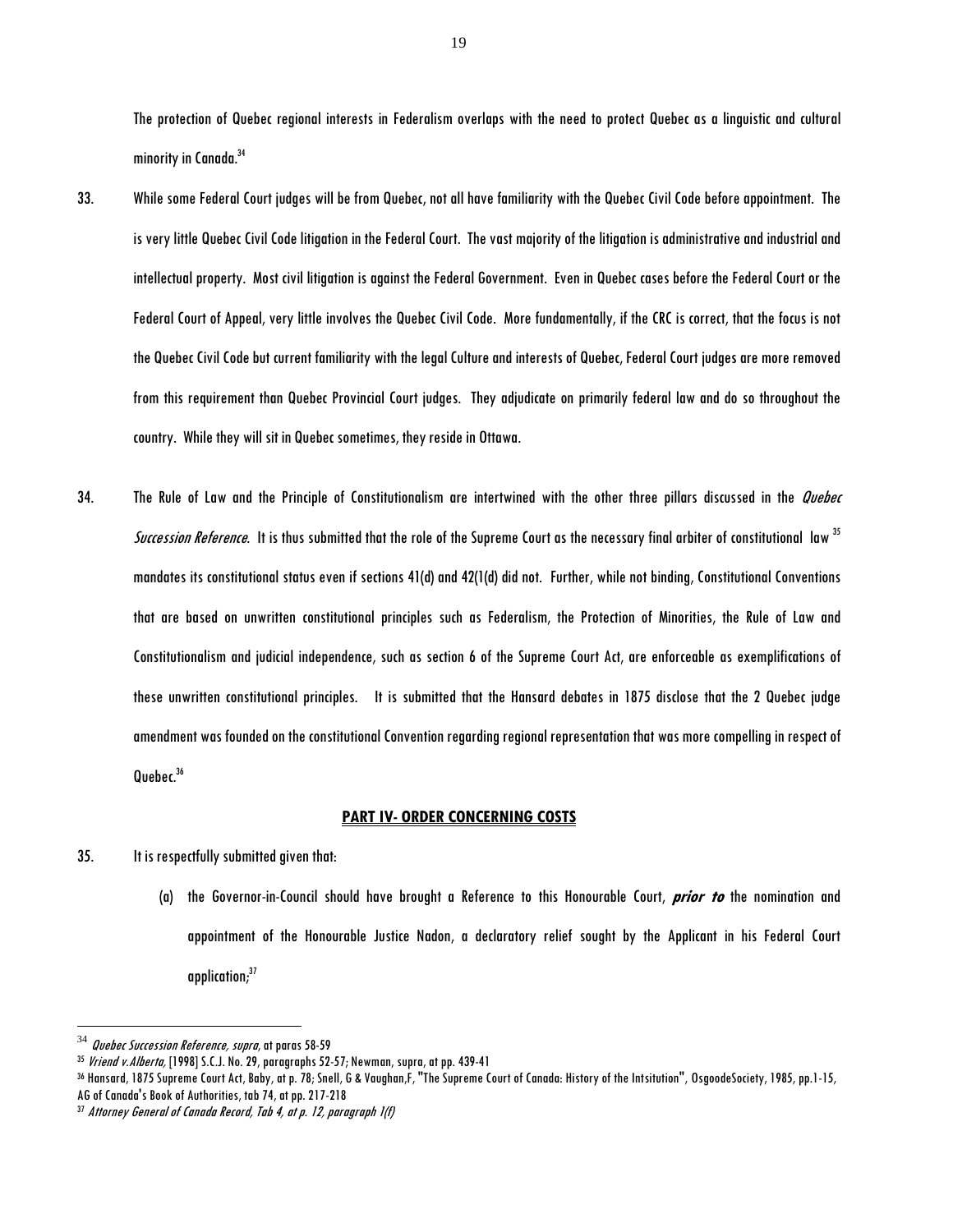The protection of Quebec regional interests in Federalism overlaps with the need to protect Quebec as a linguistic and cultural minority in Canada.[34]

33. While some Federal Court judges will be from Quebec, not all have familiarity with the Quebec Civil Code before appointment. The is very little Quebec Civil Code litigation in the Federal Court. The vast majority of the litigation is administrative and industrial and intellectual property. Most civil litigation is against the Federal Government. Even in Quebec cases before the Federal Court or the Federal Court of Appeal, very little involves the Quebec Civil Code. More fundamentally, if the CRC is correct, that the focus is not the Quebec Civil Code but current familiarity with the legal Culture and interests of Quebec, Federal Court judges are more removed from this requirement than Quebec Provincial Court judges. They adjudicate on primarily federal law and do so throughout the country. While they will sit in Quebec sometimes, they reside in Ottawa.

34. The Rule of Law and the Principle of Constitutionalism are intertwined with the other three pillars discussed in the *Quebec Succession Reference*. It is thus submitted that the role of the Supreme Court as the necessary final arbiter of constitutional law [35] mandates its constitutional status even if sections 41(d) and 42(1(d) did not. Further, while not binding, Constitutional Conventions that are based on unwritten constitutional principles such as Federalism, the Protection of Minorities, the Rule of Law and Constitutionalism and judicial independence, such as section 6 of the Supreme Court Act, are enforceable as exemplifications of these unwritten constitutional principles. It is submitted that the Hansard debates in 1875 disclose that the 2 Quebec judge amendment was founded on the constitutional Convention regarding regional representation that was more compelling in respect of Quebec.[36]

## PART IV- ORDER CONCERNING COSTS

35. It is respectfully submitted given that:

    (a) the Governor-in-Council should have brought a Reference to this Honourable Court, ***prior to*** the nomination and appointment of the Honourable Justice Nadon, a declaratory relief sought by the Applicant in his Federal Court application;[37]

---

[34] *Quebec Succession Reference, supra*, at paras 58-59

[35] *Vriend v.Alberta,* [1998] S.C.J. No. 29, paragraphs 52-57; Newman, supra, at pp. 439-41

[36] Hansard, 1875 Supreme Court Act, Baby, at p. 78; Snell, G & Vaughan,F, "The Supreme Court of Canada: History of the Intsitution", OsgoodeSociety, 1985, pp.1-15, AG of Canada's Book of Authorities, tab 74, at pp. 217-218

[37] *Attorney General of Canada Record, Tab 4, at p. 12, paragraph 1(f)*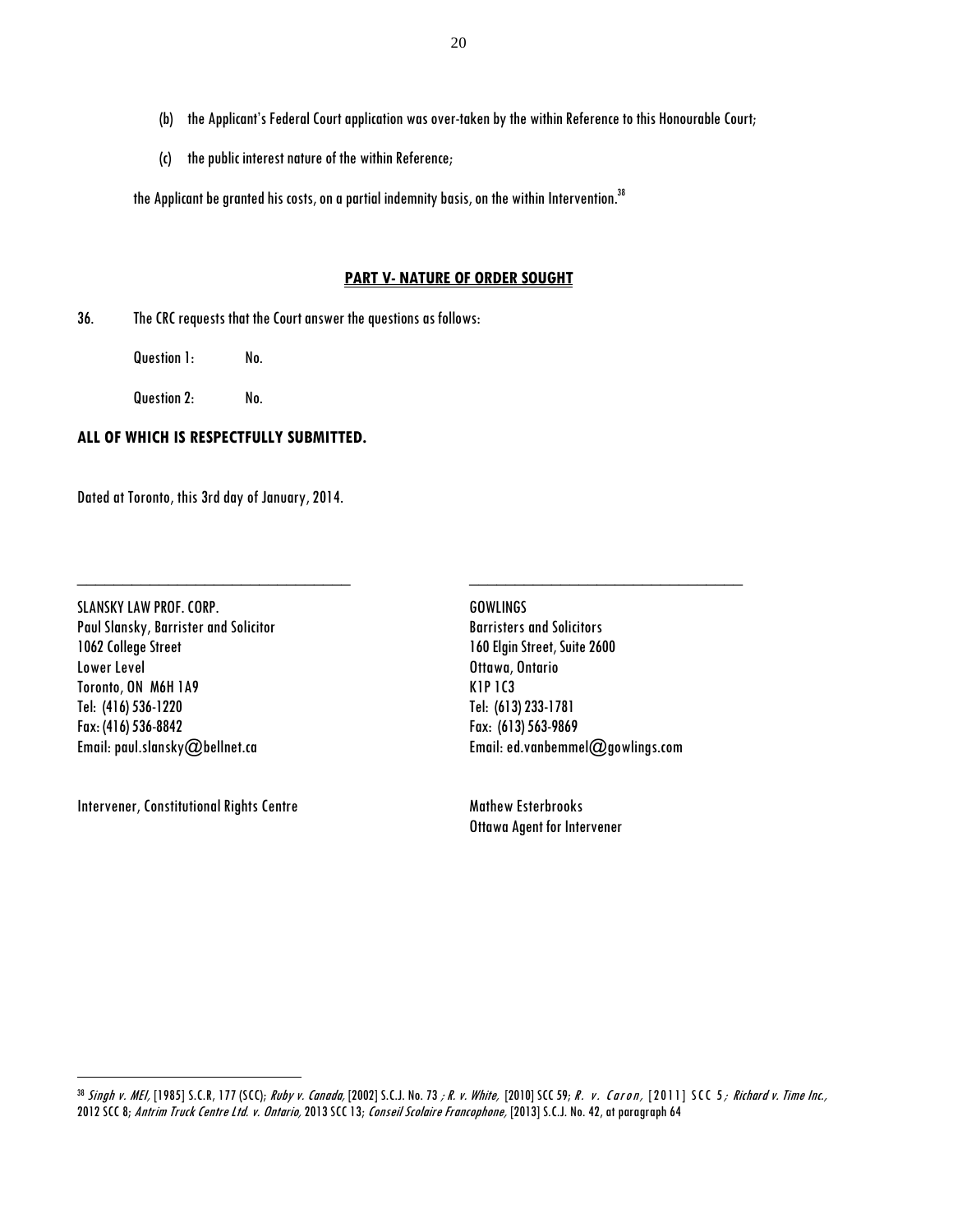(b) the Applicant's Federal Court application was over-taken by the within Reference to this Honourable Court;

(c) the public interest nature of the within Reference;

the Applicant be granted his costs, on a partial indemnity basis, on the within Intervention.[38]

## PART V- NATURE OF ORDER SOUGHT

36. The CRC requests that the Court answer the questions as follows:

Question 1: No.

Question 2: No.

**ALL OF WHICH IS RESPECTFULLY SUBMITTED.**

Dated at Toronto, this 3rd day of January, 2014.

\_\_\_\_\_\_\_\_\_\_\_\_\_\_\_\_\_\_\_\_\_\_\_\_\_\_\_\_\_\_\_\_\_\_\_\_\_\_

SLANSKY LAW PROF. CORP.
Paul Slansky, Barrister and Solicitor
1062 College Street
Lower Level
Toronto, ON M6H 1A9
Tel: (416) 536-1220
Fax: (416) 536-8842
Email: paul.slansky@bellnet.ca

Intervener, Constitutional Rights Centre

\_\_\_\_\_\_\_\_\_\_\_\_\_\_\_\_\_\_\_\_\_\_\_\_\_\_\_\_\_\_\_\_\_\_\_\_\_\_

GOWLINGS
Barristers and Solicitors
160 Elgin Street, Suite 2600
Ottawa, Ontario
K1P 1C3
Tel: (613) 233-1781
Fax: (613) 563-9869
Email: ed.vanbemmel@gowlings.com

Mathew Esterbrooks
Ottawa Agent for Intervener

---

[38] *Singh v. MEI,* [1985] S.C.R, 177 (SCC); *Ruby v. Canada,* [2002] S.C.J. No. 73 ; *R. v. White,* [2010] SCC 59; *R. v. Caron,* [2011] SCC 5; *Richard v. Time Inc.,* 2012 SCC 8; *Antrim Truck Centre Ltd. v. Ontario,* 2013 SCC 13; *Conseil Scolaire Francophone,* [2013] S.C.J. No. 42, at paragraph 64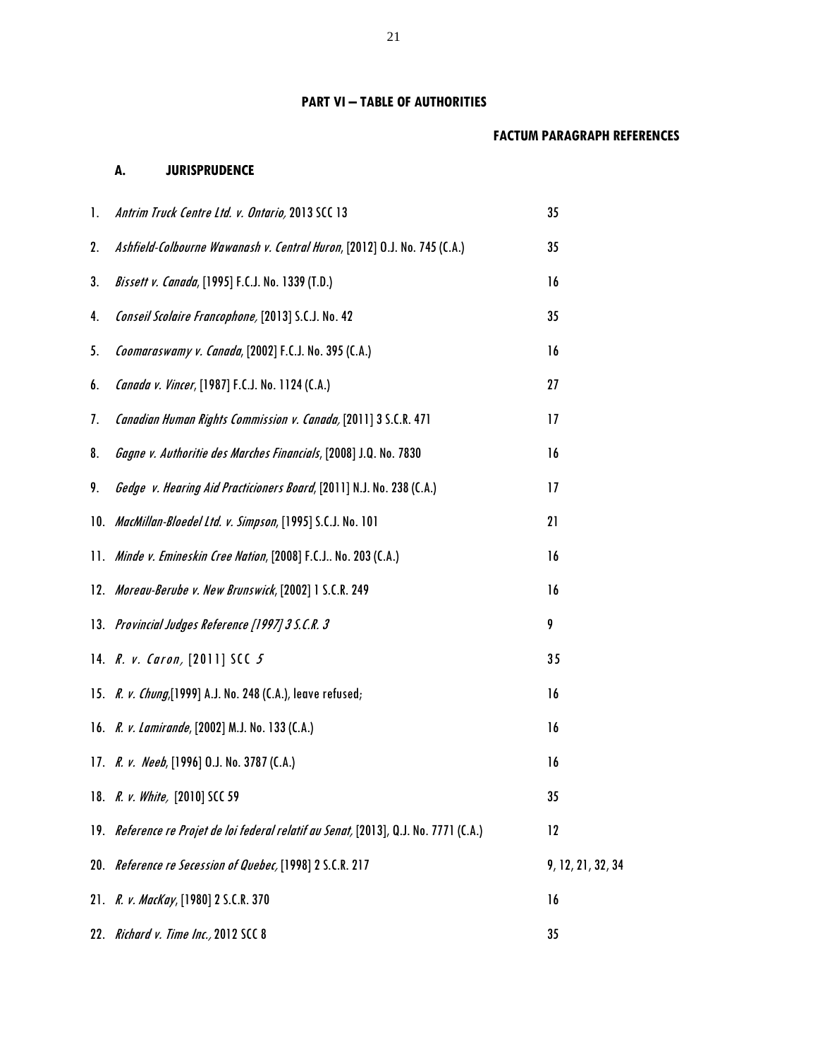## PART VI – TABLE OF AUTHORITIES

| | FACTUM PARAGRAPH REFERENCES |
|---|---|
| **A. JURISPRUDENCE** | |
| 1. *Antrim Truck Centre Ltd. v. Ontario,* 2013 SCC 13 | 35 |
| 2. *Ashfield-Colbourne Wawanash v. Central Huron*, [2012] O.J. No. 745 (C.A.) | 35 |
| 3. *Bissett v. Canada*, [1995] F.C.J. No. 1339 (T.D.) | 16 |
| 4. *Conseil Scolaire Francophone,* [2013] S.C.J. No. 42 | 35 |
| 5. *Coomaraswamy v. Canada*, [2002] F.C.J. No. 395 (C.A.) | 16 |
| 6. *Canada v. Vincer*, [1987] F.C.J. No. 1124 (C.A.) | 27 |
| 7. *Canadian Human Rights Commission v. Canada,* [2011] 3 S.C.R. 471 | 17 |
| 8. *Gagne v. Authoritie des Marches Financials*, [2008] J.Q. No. 7830 | 16 |
| 9. *Gedge v. Hearing Aid Practicioners Board*, [2011] N.J. No. 238 (C.A.) | 17 |
| 10. *MacMillan-Bloedel Ltd. v. Simpson*, [1995] S.C.J. No. 101 | 21 |
| 11. *Minde v. Emineskin Cree Nation*, [2008] F.C.J.. No. 203 (C.A.) | 16 |
| 12. *Moreau-Berube v. New Brunswick*, [2002] 1 S.C.R. 249 | 16 |
| 13. *Provincial Judges Reference [1997] 3 S.C.R. 3* | 9 |
| 14. *R. v. Caron,* [2011] SCC *5* | 35 |
| 15. *R. v. Chung*,[1999] A.J. No. 248 (C.A.), leave refused; | 16 |
| 16. *R. v. Lamirande*, [2002] M.J. No. 133 (C.A.) | 16 |
| 17. *R. v. Neeb*, [1996] O.J. No. 3787 (C.A.) | 16 |
| 18. *R. v. White,* [2010] SCC 59 | 35 |
| 19. *Reference re Projet de loi federal relatif au Senat,* [2013], Q.J. No. 7771 (C.A.) | 12 |
| 20. *Reference re Secession of Quebec,* [1998] 2 S.C.R. 217 | 9, 12, 21, 32, 34 |
| 21. *R. v. MacKay*, [1980] 2 S.C.R. 370 | 16 |
| 22. *Richard v. Time Inc.,* 2012 SCC 8 | 35 |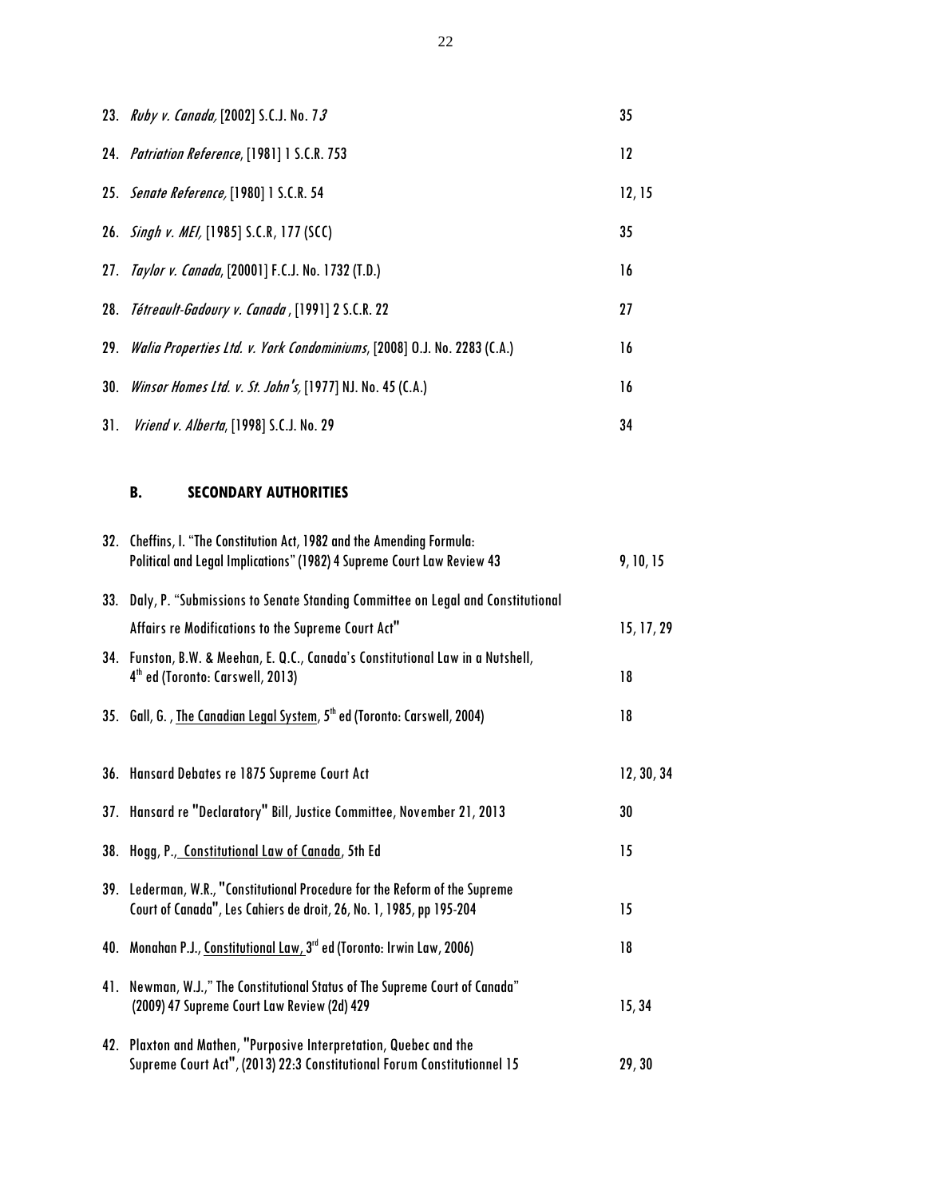| | | |
|---|---|---|
| 23. | *Ruby v. Canada*, [2002] S.C.J. No. 73 | 35 |
| 24. | *Patriation Reference*, [1981] 1 S.C.R. 753 | 12 |
| 25. | *Senate Reference*, [1980] 1 S.C.R. 54 | 12, 15 |
| 26. | *Singh v. MEI*, [1985] S.C.R, 177 (SCC) | 35 |
| 27. | *Taylor v. Canada*, [20001] F.C.J. No. 1732 (T.D.) | 16 |
| 28. | *Tétreault-Gadoury v. Canada* , [1991] 2 S.C.R. 22 | 27 |
| 29. | *Walia Properties Ltd. v. York Condominiums*, [2008] O.J. No. 2283 (C.A.) | 16 |
| 30. | *Winsor Homes Ltd. v. St. John's*, [1977] NJ. No. 45 (C.A.) | 16 |
| 31. | *Vriend v. Alberta*, [1998] S.C.J. No. 29 | 34 |

## B. SECONDARY AUTHORITIES

| | | |
|---|---|---|
| 32. | Cheffins, I. "The Constitution Act, 1982 and the Amending Formula: Political and Legal Implications" (1982) 4 Supreme Court Law Review 43 | 9, 10, 15 |
| 33. | Daly, P. "Submissions to Senate Standing Committee on Legal and Constitutional Affairs re Modifications to the Supreme Court Act" | 15, 17, 29 |
| 34. | Funston, B.W. & Meehan, E. Q.C., Canada's Constitutional Law in a Nutshell, 4th ed (Toronto: Carswell, 2013) | 18 |
| 35. | Gall, G. , <u>The Canadian Legal System</u>, 5th ed (Toronto: Carswell, 2004) | 18 |
| 36. | Hansard Debates re 1875 Supreme Court Act | 12, 30, 34 |
| 37. | Hansard re "Declaratory" Bill, Justice Committee, November 21, 2013 | 30 |
| 38. | Hogg, P., <u>Constitutional Law of Canada</u>, 5th Ed | 15 |
| 39. | Lederman, W.R., "Constitutional Procedure for the Reform of the Supreme Court of Canada", Les Cahiers de droit, 26, No. 1, 1985, pp 195-204 | 15 |
| 40. | Monahan P.J., <u>Constitutional Law</u>, 3rd ed (Toronto: Irwin Law, 2006) | 18 |
| 41. | Newman, W.J.," The Constitutional Status of The Supreme Court of Canada" (2009) 47 Supreme Court Law Review (2d) 429 | 15, 34 |
| 42. | Plaxton and Mathen, "Purposive Interpretation, Quebec and the Supreme Court Act", (2013) 22:3 Constitutional Forum Constitutionnel 15 | 29, 30 |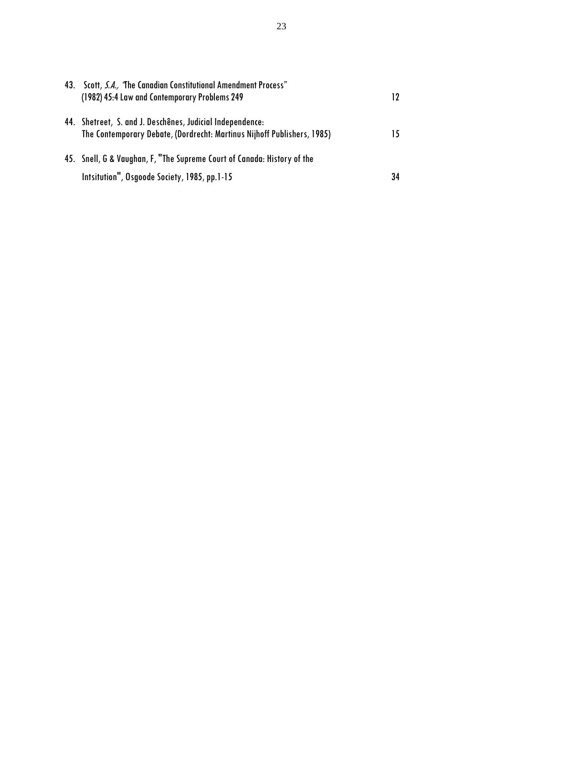43. Scott, *S.A.,* "The Canadian Constitutional Amendment Process" (1982) 45:4 Law and Contemporary Problems 249 — 12

44. Shetreet, S. and J. Deschênes, Judicial Independence: The Contemporary Debate, (Dordrecht: Martinus Nijhoff Publishers, 1985) — 15

45. Snell, G & Vaughan, F, "The Supreme Court of Canada: History of the Intsitution", Osgoode Society, 1985, pp.1-15 — 34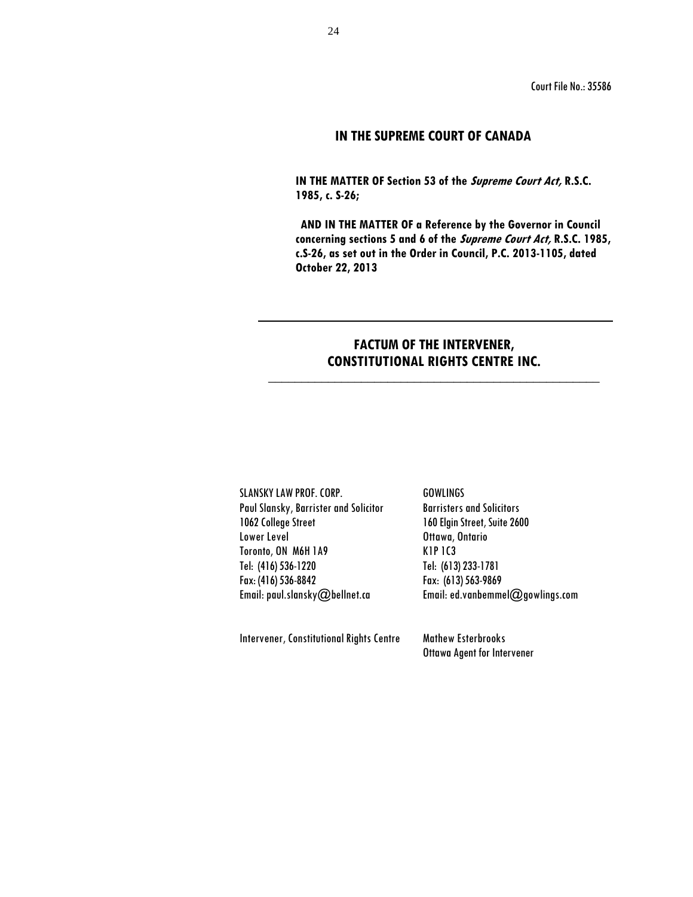Court File No.: 35586

## IN THE SUPREME COURT OF CANADA

**IN THE MATTER OF Section 53 of the *Supreme Court Act,* R.S.C. 1985, c. S-26;**

**AND IN THE MATTER OF a Reference by the Governor in Council concerning sections 5 and 6 of the *Supreme Court Act,* R.S.C. 1985, c.S-26, as set out in the Order in Council, P.C. 2013-1105, dated October 22, 2013**

---

## FACTUM OF THE INTERVENER, CONSTITUTIONAL RIGHTS CENTRE INC.

---

SLANSKY LAW PROF. CORP.
Paul Slansky, Barrister and Solicitor
1062 College Street
Lower Level
Toronto, ON M6H 1A9
Tel: (416) 536-1220
Fax: (416) 536-8842
Email: paul.slansky@bellnet.ca

Intervener, Constitutional Rights Centre

GOWLINGS
Barristers and Solicitors
160 Elgin Street, Suite 2600
Ottawa, Ontario
K1P 1C3
Tel: (613) 233-1781
Fax: (613) 563-9869
Email: ed.vanbemmel@gowlings.com

Mathew Esterbrooks
Ottawa Agent for Intervener